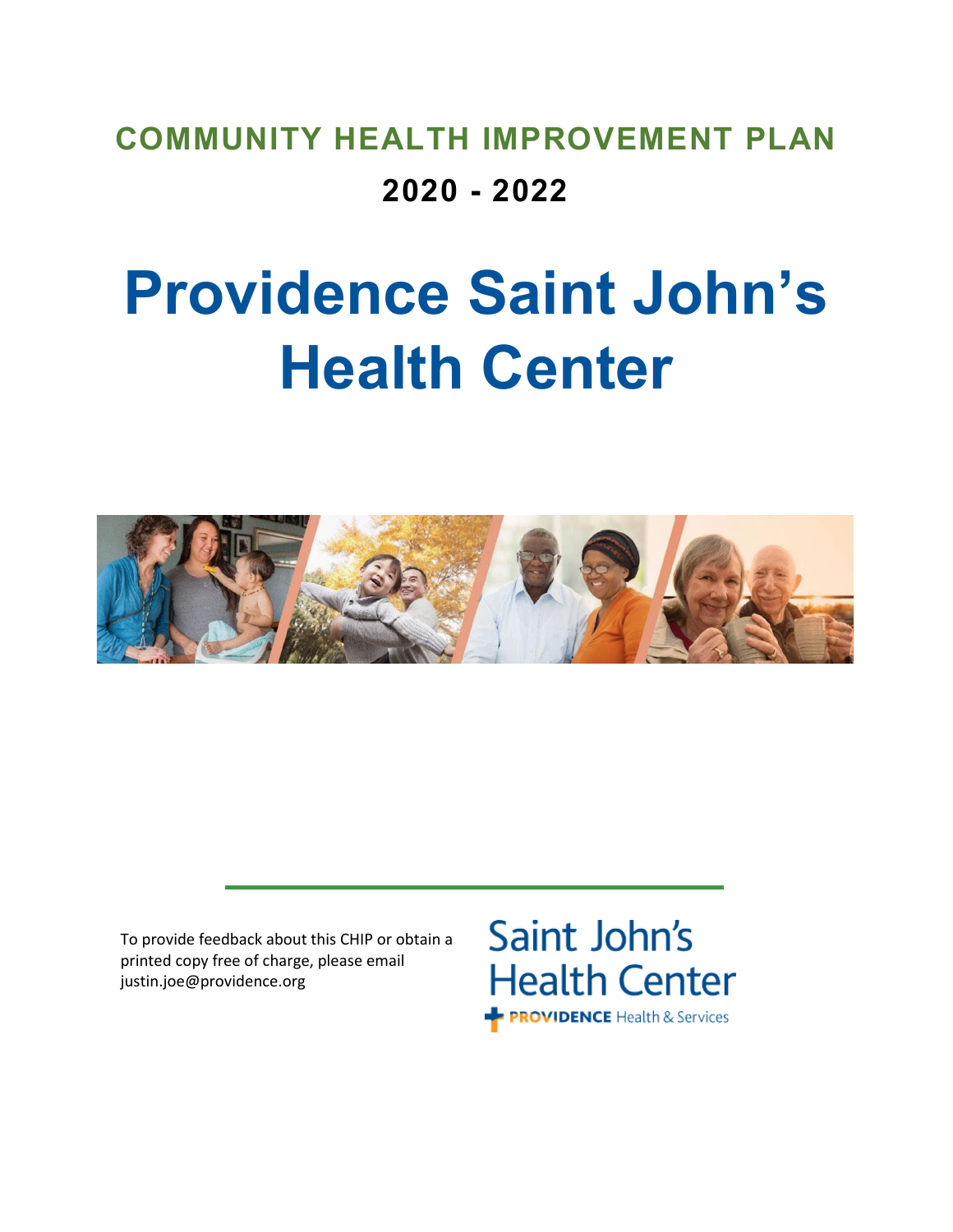# COMMUNITY HEALTH IMPROVEMENT PLAN

## 2020 - 2022

# Providence Saint John's Health Center

To provide feedback about this CHIP or obtain a printed copy free of charge, please email justin.joe@providence.org

Saint John's Health Center

PROVIDENCE Health & Services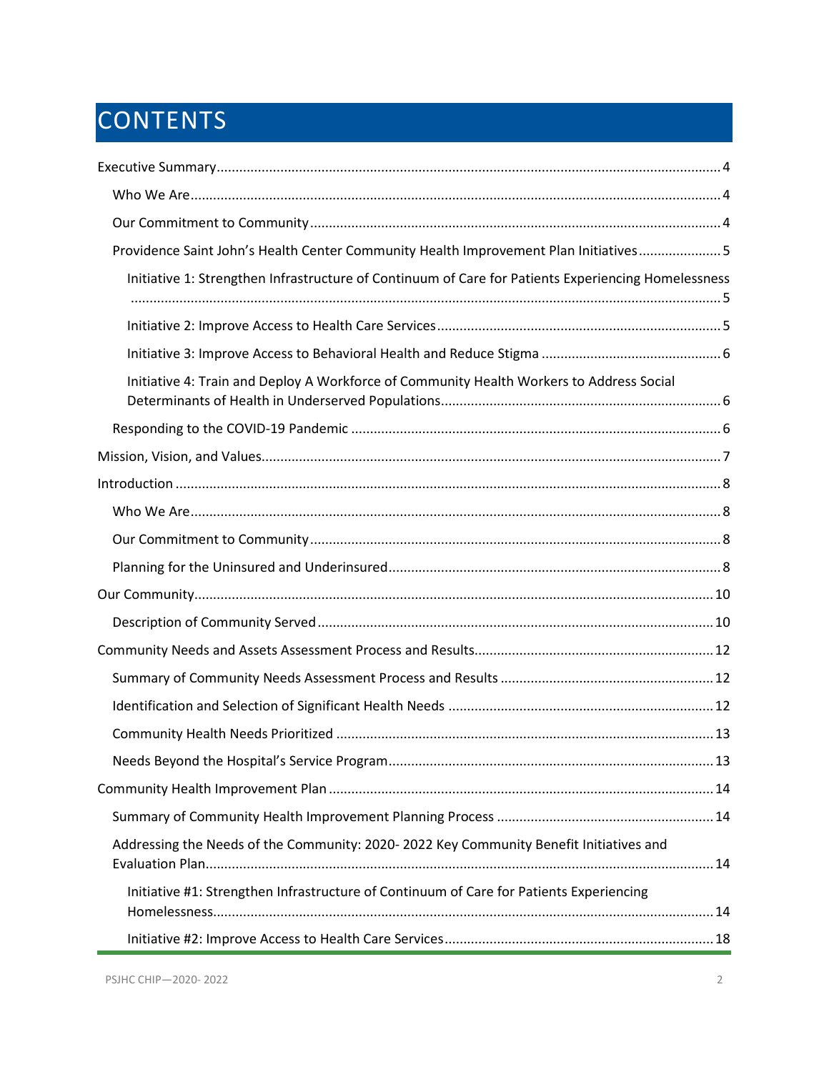# CONTENTS

Executive Summary ..... 4

- Who We Are ..... 4
- Our Commitment to Community ..... 4
- Providence Saint John's Health Center Community Health Improvement Plan Initiatives ..... 5
  - Initiative 1: Strengthen Infrastructure of Continuum of Care for Patients Experiencing Homelessness ..... 5
  - Initiative 2: Improve Access to Health Care Services ..... 5
  - Initiative 3: Improve Access to Behavioral Health and Reduce Stigma ..... 6
  - Initiative 4: Train and Deploy A Workforce of Community Health Workers to Address Social Determinants of Health in Underserved Populations ..... 6
- Responding to the COVID-19 Pandemic ..... 6

Mission, Vision, and Values ..... 7

Introduction ..... 8

- Who We Are ..... 8
- Our Commitment to Community ..... 8
- Planning for the Uninsured and Underinsured ..... 8

Our Community ..... 10

- Description of Community Served ..... 10

Community Needs and Assets Assessment Process and Results ..... 12

- Summary of Community Needs Assessment Process and Results ..... 12
- Identification and Selection of Significant Health Needs ..... 12
- Community Health Needs Prioritized ..... 13
- Needs Beyond the Hospital's Service Program ..... 13

Community Health Improvement Plan ..... 14

- Summary of Community Health Improvement Planning Process ..... 14
- Addressing the Needs of the Community: 2020- 2022 Key Community Benefit Initiatives and Evaluation Plan ..... 14
  - Initiative #1: Strengthen Infrastructure of Continuum of Care for Patients Experiencing Homelessness ..... 14
  - Initiative #2: Improve Access to Health Care Services ..... 18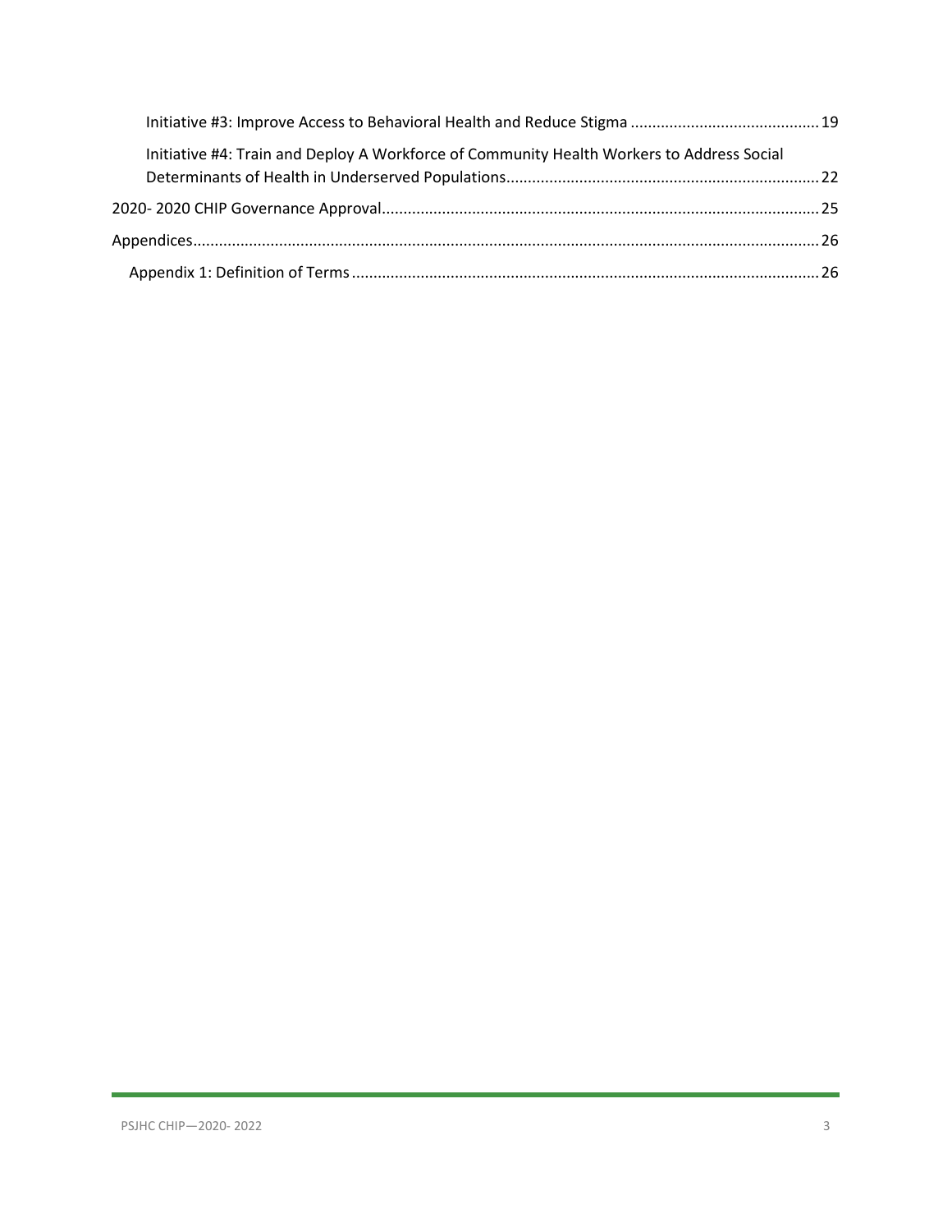Initiative #3: Improve Access to Behavioral Health and Reduce Stigma ........................................... 19

Initiative #4: Train and Deploy A Workforce of Community Health Workers to Address Social Determinants of Health in Underserved Populations........................................................................ 22

2020- 2020 CHIP Governance Approval..................................................................................................... 25

Appendices................................................................................................................................................ 26

Appendix 1: Definition of Terms ............................................................................................................ 26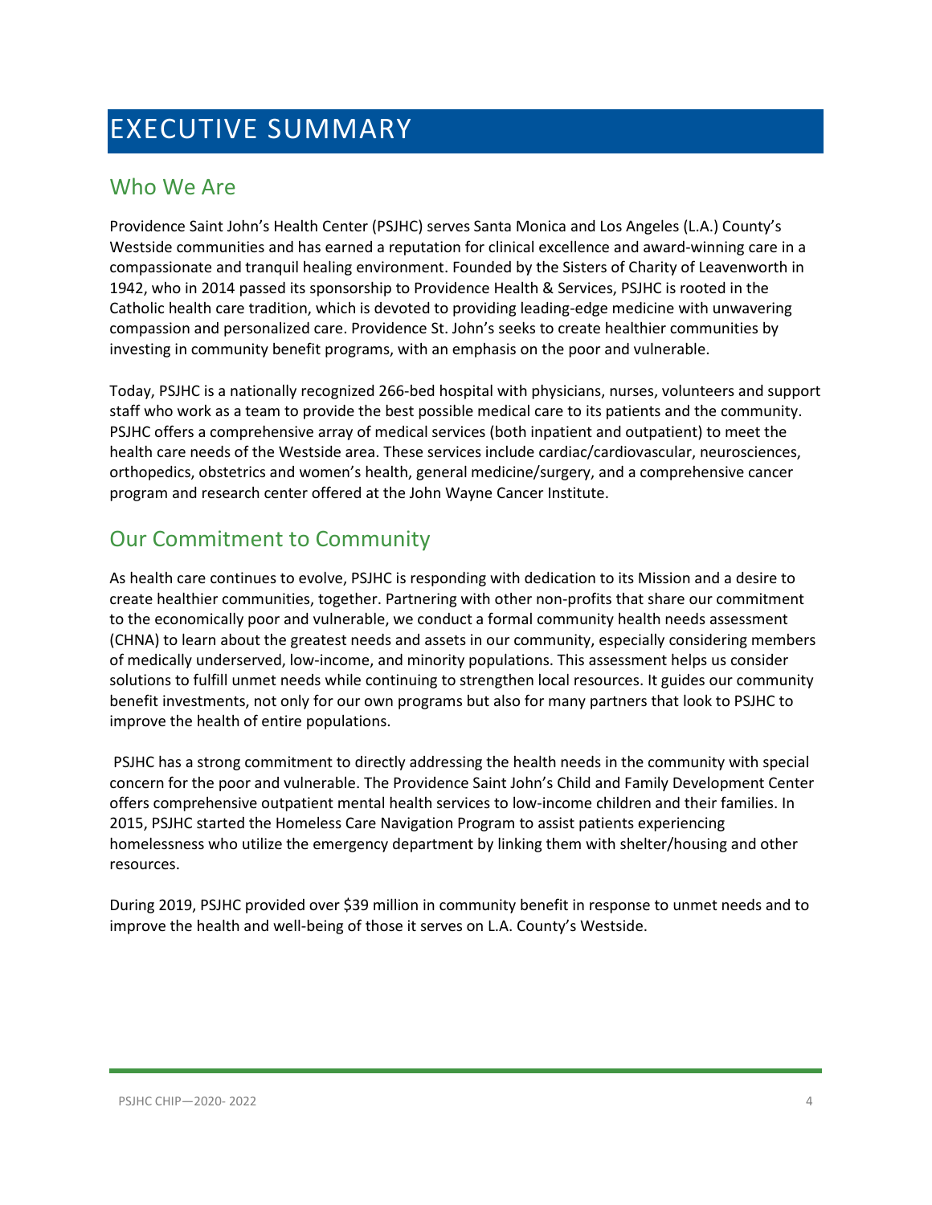# EXECUTIVE SUMMARY

## Who We Are

Providence Saint John's Health Center (PSJHC) serves Santa Monica and Los Angeles (L.A.) County's Westside communities and has earned a reputation for clinical excellence and award-winning care in a compassionate and tranquil healing environment. Founded by the Sisters of Charity of Leavenworth in 1942, who in 2014 passed its sponsorship to Providence Health & Services, PSJHC is rooted in the Catholic health care tradition, which is devoted to providing leading-edge medicine with unwavering compassion and personalized care. Providence St. John's seeks to create healthier communities by investing in community benefit programs, with an emphasis on the poor and vulnerable.

Today, PSJHC is a nationally recognized 266-bed hospital with physicians, nurses, volunteers and support staff who work as a team to provide the best possible medical care to its patients and the community. PSJHC offers a comprehensive array of medical services (both inpatient and outpatient) to meet the health care needs of the Westside area. These services include cardiac/cardiovascular, neurosciences, orthopedics, obstetrics and women's health, general medicine/surgery, and a comprehensive cancer program and research center offered at the John Wayne Cancer Institute.

## Our Commitment to Community

As health care continues to evolve, PSJHC is responding with dedication to its Mission and a desire to create healthier communities, together. Partnering with other non-profits that share our commitment to the economically poor and vulnerable, we conduct a formal community health needs assessment (CHNA) to learn about the greatest needs and assets in our community, especially considering members of medically underserved, low-income, and minority populations. This assessment helps us consider solutions to fulfill unmet needs while continuing to strengthen local resources. It guides our community benefit investments, not only for our own programs but also for many partners that look to PSJHC to improve the health of entire populations.

PSJHC has a strong commitment to directly addressing the health needs in the community with special concern for the poor and vulnerable. The Providence Saint John's Child and Family Development Center offers comprehensive outpatient mental health services to low-income children and their families. In 2015, PSJHC started the Homeless Care Navigation Program to assist patients experiencing homelessness who utilize the emergency department by linking them with shelter/housing and other resources.

During 2019, PSJHC provided over $39 million in community benefit in response to unmet needs and to improve the health and well-being of those it serves on L.A. County's Westside.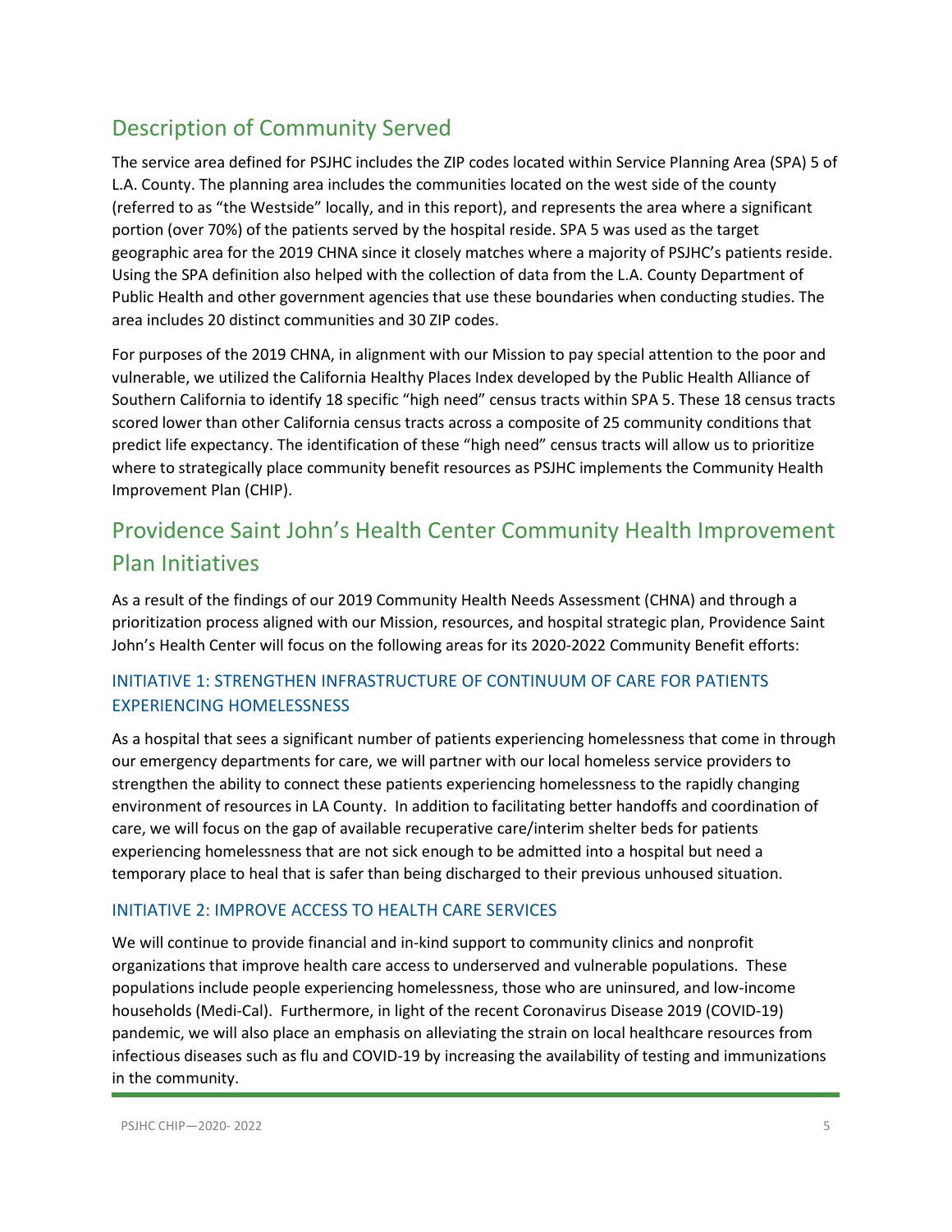## Description of Community Served

The service area defined for PSJHC includes the ZIP codes located within Service Planning Area (SPA) 5 of L.A. County. The planning area includes the communities located on the west side of the county (referred to as "the Westside" locally, and in this report), and represents the area where a significant portion (over 70%) of the patients served by the hospital reside. SPA 5 was used as the target geographic area for the 2019 CHNA since it closely matches where a majority of PSJHC's patients reside. Using the SPA definition also helped with the collection of data from the L.A. County Department of Public Health and other government agencies that use these boundaries when conducting studies. The area includes 20 distinct communities and 30 ZIP codes.

For purposes of the 2019 CHNA, in alignment with our Mission to pay special attention to the poor and vulnerable, we utilized the California Healthy Places Index developed by the Public Health Alliance of Southern California to identify 18 specific "high need" census tracts within SPA 5. These 18 census tracts scored lower than other California census tracts across a composite of 25 community conditions that predict life expectancy. The identification of these "high need" census tracts will allow us to prioritize where to strategically place community benefit resources as PSJHC implements the Community Health Improvement Plan (CHIP).

## Providence Saint John's Health Center Community Health Improvement Plan Initiatives

As a result of the findings of our 2019 Community Health Needs Assessment (CHNA) and through a prioritization process aligned with our Mission, resources, and hospital strategic plan, Providence Saint John's Health Center will focus on the following areas for its 2020-2022 Community Benefit efforts:

### INITIATIVE 1: STRENGTHEN INFRASTRUCTURE OF CONTINUUM OF CARE FOR PATIENTS EXPERIENCING HOMELESSNESS

As a hospital that sees a significant number of patients experiencing homelessness that come in through our emergency departments for care, we will partner with our local homeless service providers to strengthen the ability to connect these patients experiencing homelessness to the rapidly changing environment of resources in LA County. In addition to facilitating better handoffs and coordination of care, we will focus on the gap of available recuperative care/interim shelter beds for patients experiencing homelessness that are not sick enough to be admitted into a hospital but need a temporary place to heal that is safer than being discharged to their previous unhoused situation.

### INITIATIVE 2: IMPROVE ACCESS TO HEALTH CARE SERVICES

We will continue to provide financial and in-kind support to community clinics and nonprofit organizations that improve health care access to underserved and vulnerable populations. These populations include people experiencing homelessness, those who are uninsured, and low-income households (Medi-Cal). Furthermore, in light of the recent Coronavirus Disease 2019 (COVID-19) pandemic, we will also place an emphasis on alleviating the strain on local healthcare resources from infectious diseases such as flu and COVID-19 by increasing the availability of testing and immunizations in the community.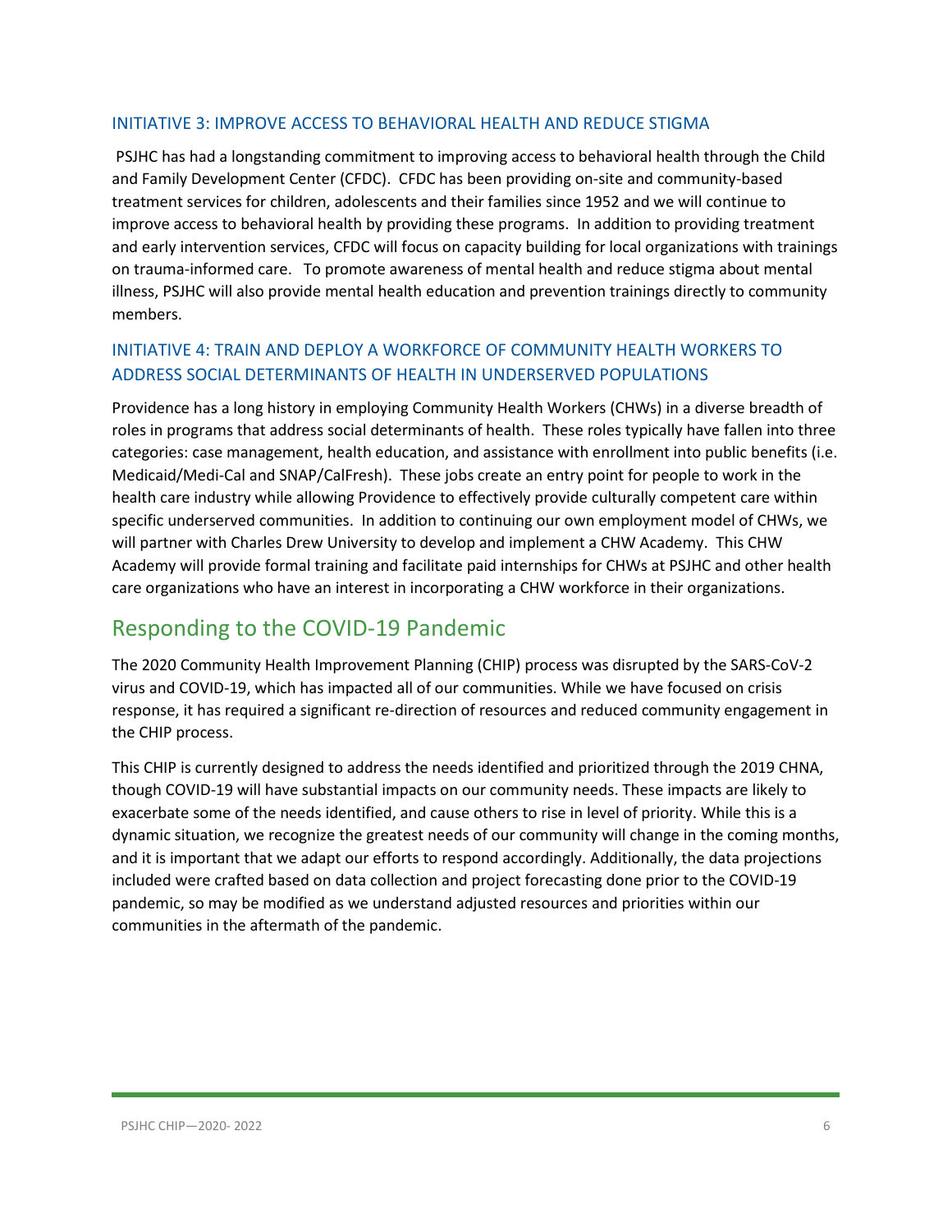### INITIATIVE 3: IMPROVE ACCESS TO BEHAVIORAL HEALTH AND REDUCE STIGMA

PSJHC has had a longstanding commitment to improving access to behavioral health through the Child and Family Development Center (CFDC). CFDC has been providing on-site and community-based treatment services for children, adolescents and their families since 1952 and we will continue to improve access to behavioral health by providing these programs. In addition to providing treatment and early intervention services, CFDC will focus on capacity building for local organizations with trainings on trauma-informed care. To promote awareness of mental health and reduce stigma about mental illness, PSJHC will also provide mental health education and prevention trainings directly to community members.

### INITIATIVE 4: TRAIN AND DEPLOY A WORKFORCE OF COMMUNITY HEALTH WORKERS TO ADDRESS SOCIAL DETERMINANTS OF HEALTH IN UNDERSERVED POPULATIONS

Providence has a long history in employing Community Health Workers (CHWs) in a diverse breadth of roles in programs that address social determinants of health. These roles typically have fallen into three categories: case management, health education, and assistance with enrollment into public benefits (i.e. Medicaid/Medi-Cal and SNAP/CalFresh). These jobs create an entry point for people to work in the health care industry while allowing Providence to effectively provide culturally competent care within specific underserved communities. In addition to continuing our own employment model of CHWs, we will partner with Charles Drew University to develop and implement a CHW Academy. This CHW Academy will provide formal training and facilitate paid internships for CHWs at PSJHC and other health care organizations who have an interest in incorporating a CHW workforce in their organizations.

## Responding to the COVID-19 Pandemic

The 2020 Community Health Improvement Planning (CHIP) process was disrupted by the SARS-CoV-2 virus and COVID-19, which has impacted all of our communities. While we have focused on crisis response, it has required a significant re-direction of resources and reduced community engagement in the CHIP process.

This CHIP is currently designed to address the needs identified and prioritized through the 2019 CHNA, though COVID-19 will have substantial impacts on our community needs. These impacts are likely to exacerbate some of the needs identified, and cause others to rise in level of priority. While this is a dynamic situation, we recognize the greatest needs of our community will change in the coming months, and it is important that we adapt our efforts to respond accordingly. Additionally, the data projections included were crafted based on data collection and project forecasting done prior to the COVID-19 pandemic, so may be modified as we understand adjusted resources and priorities within our communities in the aftermath of the pandemic.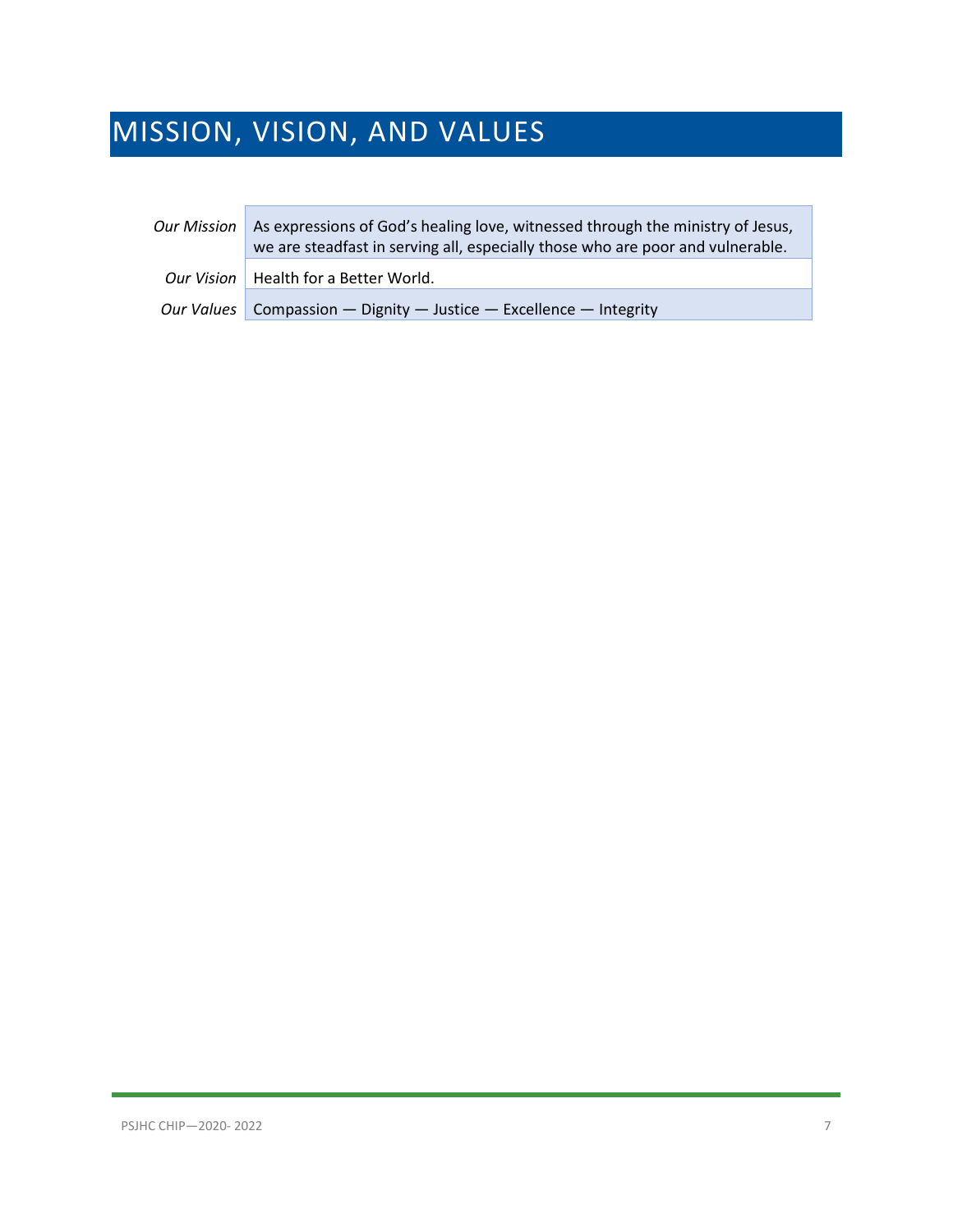# MISSION, VISION, AND VALUES

| | |
|---|---|
| *Our Mission* | As expressions of God's healing love, witnessed through the ministry of Jesus, we are steadfast in serving all, especially those who are poor and vulnerable. |
| *Our Vision* | Health for a Better World. |
| *Our Values* | Compassion — Dignity — Justice — Excellence — Integrity |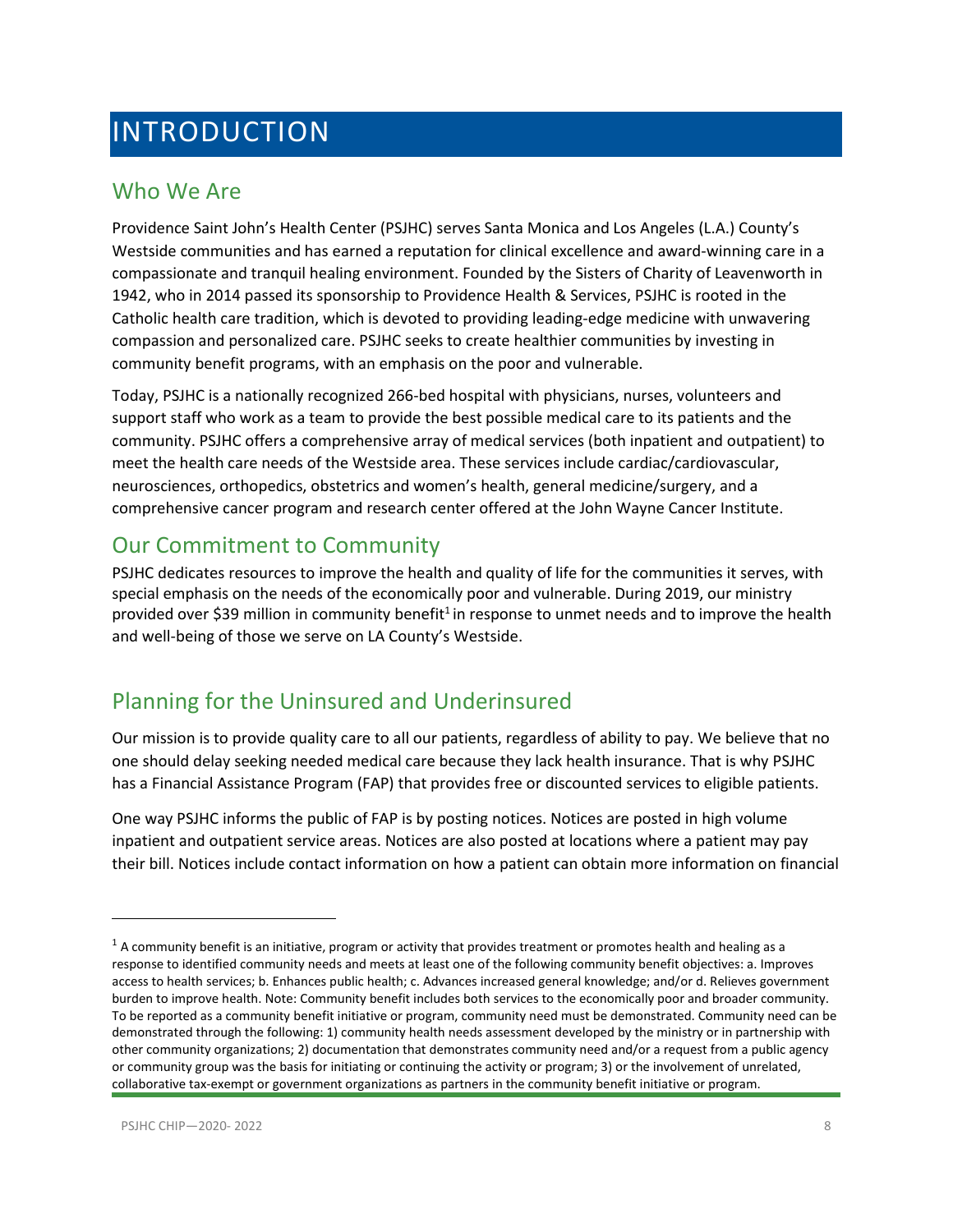# INTRODUCTION

## Who We Are

Providence Saint John's Health Center (PSJHC) serves Santa Monica and Los Angeles (L.A.) County's Westside communities and has earned a reputation for clinical excellence and award-winning care in a compassionate and tranquil healing environment. Founded by the Sisters of Charity of Leavenworth in 1942, who in 2014 passed its sponsorship to Providence Health & Services, PSJHC is rooted in the Catholic health care tradition, which is devoted to providing leading-edge medicine with unwavering compassion and personalized care. PSJHC seeks to create healthier communities by investing in community benefit programs, with an emphasis on the poor and vulnerable.

Today, PSJHC is a nationally recognized 266-bed hospital with physicians, nurses, volunteers and support staff who work as a team to provide the best possible medical care to its patients and the community. PSJHC offers a comprehensive array of medical services (both inpatient and outpatient) to meet the health care needs of the Westside area. These services include cardiac/cardiovascular, neurosciences, orthopedics, obstetrics and women's health, general medicine/surgery, and a comprehensive cancer program and research center offered at the John Wayne Cancer Institute.

## Our Commitment to Community

PSJHC dedicates resources to improve the health and quality of life for the communities it serves, with special emphasis on the needs of the economically poor and vulnerable. During 2019, our ministry provided over $39 million in community benefit[1] in response to unmet needs and to improve the health and well-being of those we serve on LA County's Westside.

## Planning for the Uninsured and Underinsured

Our mission is to provide quality care to all our patients, regardless of ability to pay. We believe that no one should delay seeking needed medical care because they lack health insurance. That is why PSJHC has a Financial Assistance Program (FAP) that provides free or discounted services to eligible patients.

One way PSJHC informs the public of FAP is by posting notices. Notices are posted in high volume inpatient and outpatient service areas. Notices are also posted at locations where a patient may pay their bill. Notices include contact information on how a patient can obtain more information on financial

---

[1] A community benefit is an initiative, program or activity that provides treatment or promotes health and healing as a response to identified community needs and meets at least one of the following community benefit objectives: a. Improves access to health services; b. Enhances public health; c. Advances increased general knowledge; and/or d. Relieves government burden to improve health. Note: Community benefit includes both services to the economically poor and broader community. To be reported as a community benefit initiative or program, community need must be demonstrated. Community need can be demonstrated through the following: 1) community health needs assessment developed by the ministry or in partnership with other community organizations; 2) documentation that demonstrates community need and/or a request from a public agency or community group was the basis for initiating or continuing the activity or program; 3) or the involvement of unrelated, collaborative tax-exempt or government organizations as partners in the community benefit initiative or program.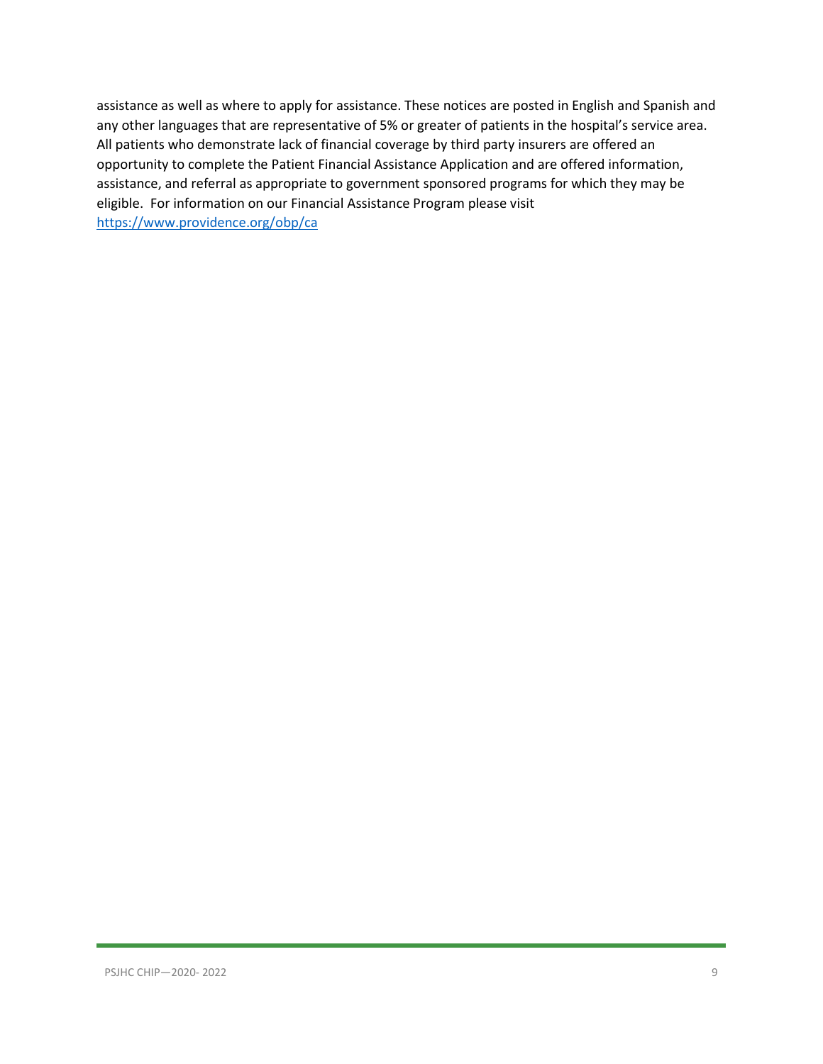assistance as well as where to apply for assistance. These notices are posted in English and Spanish and any other languages that are representative of 5% or greater of patients in the hospital's service area. All patients who demonstrate lack of financial coverage by third party insurers are offered an opportunity to complete the Patient Financial Assistance Application and are offered information, assistance, and referral as appropriate to government sponsored programs for which they may be eligible. For information on our Financial Assistance Program please visit https://www.providence.org/obp/ca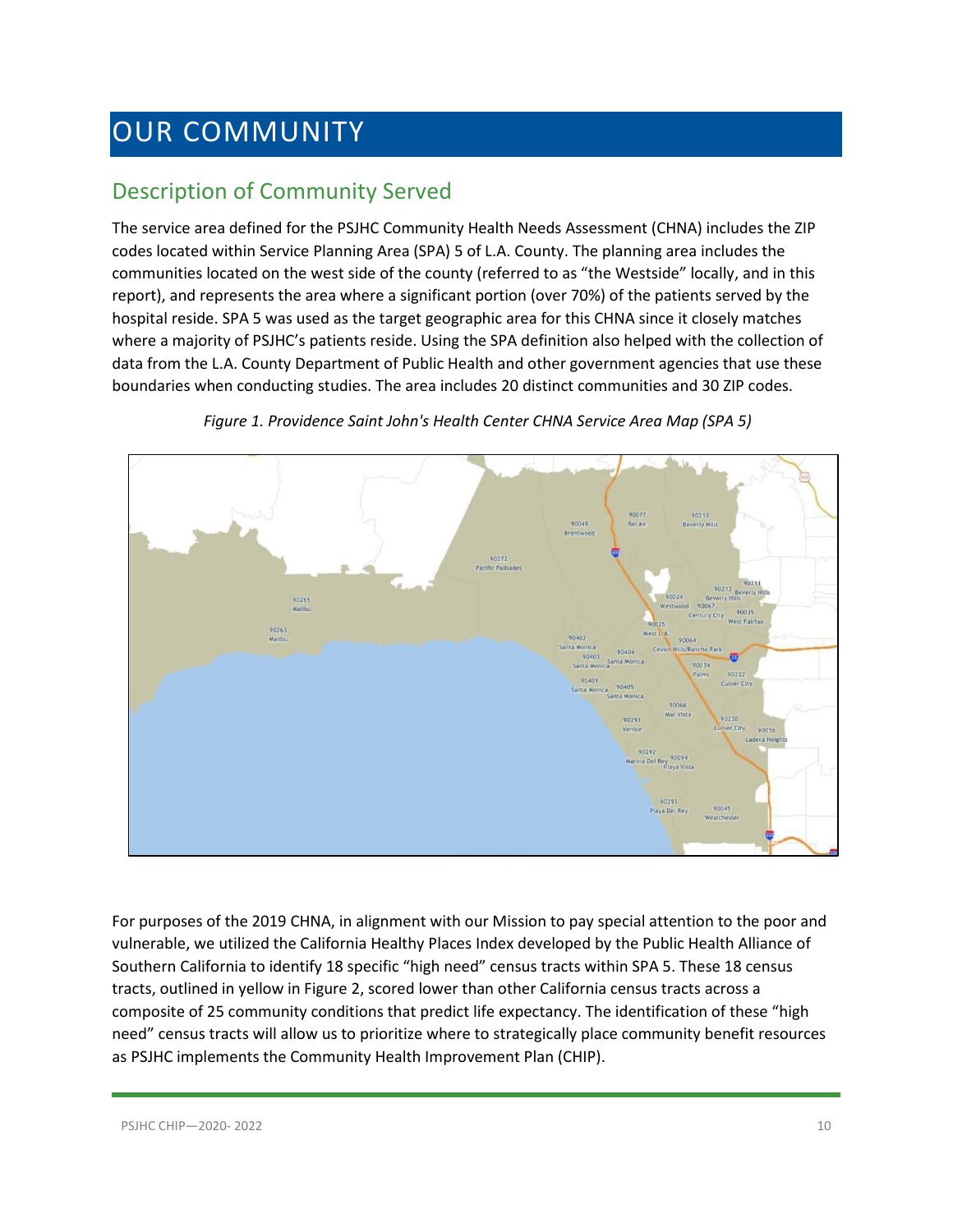# OUR COMMUNITY

## Description of Community Served

The service area defined for the PSJHC Community Health Needs Assessment (CHNA) includes the ZIP codes located within Service Planning Area (SPA) 5 of L.A. County. The planning area includes the communities located on the west side of the county (referred to as "the Westside" locally, and in this report), and represents the area where a significant portion (over 70%) of the patients served by the hospital reside. SPA 5 was used as the target geographic area for this CHNA since it closely matches where a majority of PSJHC's patients reside. Using the SPA definition also helped with the collection of data from the L.A. County Department of Public Health and other government agencies that use these boundaries when conducting studies. The area includes 20 distinct communities and 30 ZIP codes.

*Figure 1. Providence Saint John's Health Center CHNA Service Area Map (SPA 5)*

For purposes of the 2019 CHNA, in alignment with our Mission to pay special attention to the poor and vulnerable, we utilized the California Healthy Places Index developed by the Public Health Alliance of Southern California to identify 18 specific "high need" census tracts within SPA 5. These 18 census tracts, outlined in yellow in Figure 2, scored lower than other California census tracts across a composite of 25 community conditions that predict life expectancy. The identification of these "high need" census tracts will allow us to prioritize where to strategically place community benefit resources as PSJHC implements the Community Health Improvement Plan (CHIP).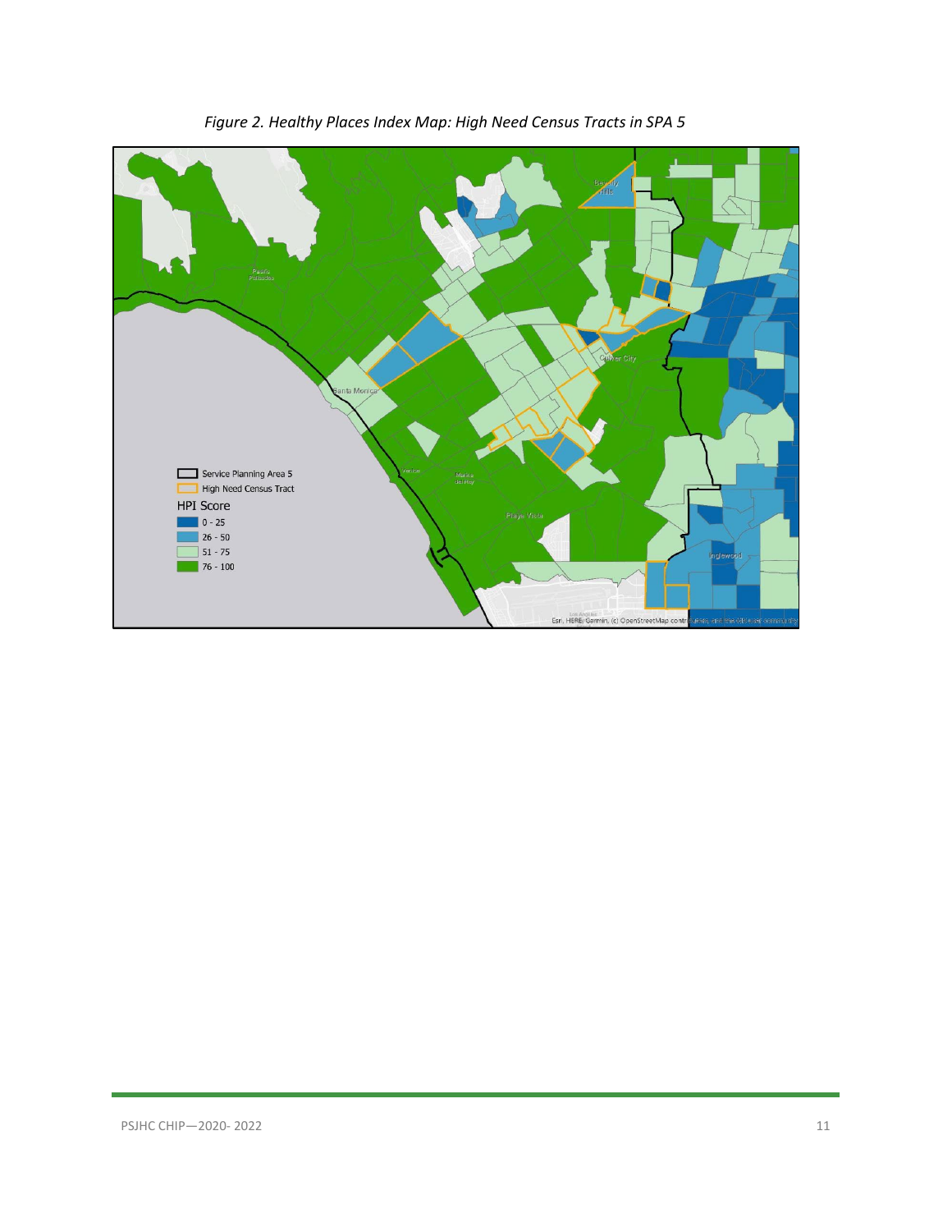*Figure 2. Healthy Places Index Map: High Need Census Tracts in SPA 5*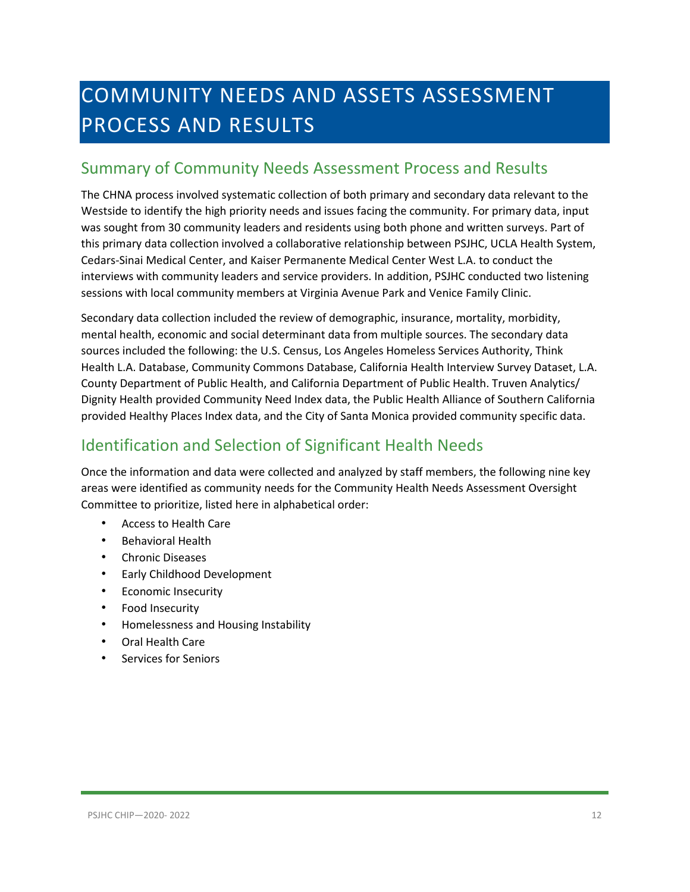# COMMUNITY NEEDS AND ASSETS ASSESSMENT PROCESS AND RESULTS

## Summary of Community Needs Assessment Process and Results

The CHNA process involved systematic collection of both primary and secondary data relevant to the Westside to identify the high priority needs and issues facing the community. For primary data, input was sought from 30 community leaders and residents using both phone and written surveys. Part of this primary data collection involved a collaborative relationship between PSJHC, UCLA Health System, Cedars-Sinai Medical Center, and Kaiser Permanente Medical Center West L.A. to conduct the interviews with community leaders and service providers. In addition, PSJHC conducted two listening sessions with local community members at Virginia Avenue Park and Venice Family Clinic.

Secondary data collection included the review of demographic, insurance, mortality, morbidity, mental health, economic and social determinant data from multiple sources. The secondary data sources included the following: the U.S. Census, Los Angeles Homeless Services Authority, Think Health L.A. Database, Community Commons Database, California Health Interview Survey Dataset, L.A. County Department of Public Health, and California Department of Public Health. Truven Analytics/ Dignity Health provided Community Need Index data, the Public Health Alliance of Southern California provided Healthy Places Index data, and the City of Santa Monica provided community specific data.

## Identification and Selection of Significant Health Needs

Once the information and data were collected and analyzed by staff members, the following nine key areas were identified as community needs for the Community Health Needs Assessment Oversight Committee to prioritize, listed here in alphabetical order:

- Access to Health Care
- Behavioral Health
- Chronic Diseases
- Early Childhood Development
- Economic Insecurity
- Food Insecurity
- Homelessness and Housing Instability
- Oral Health Care
- Services for Seniors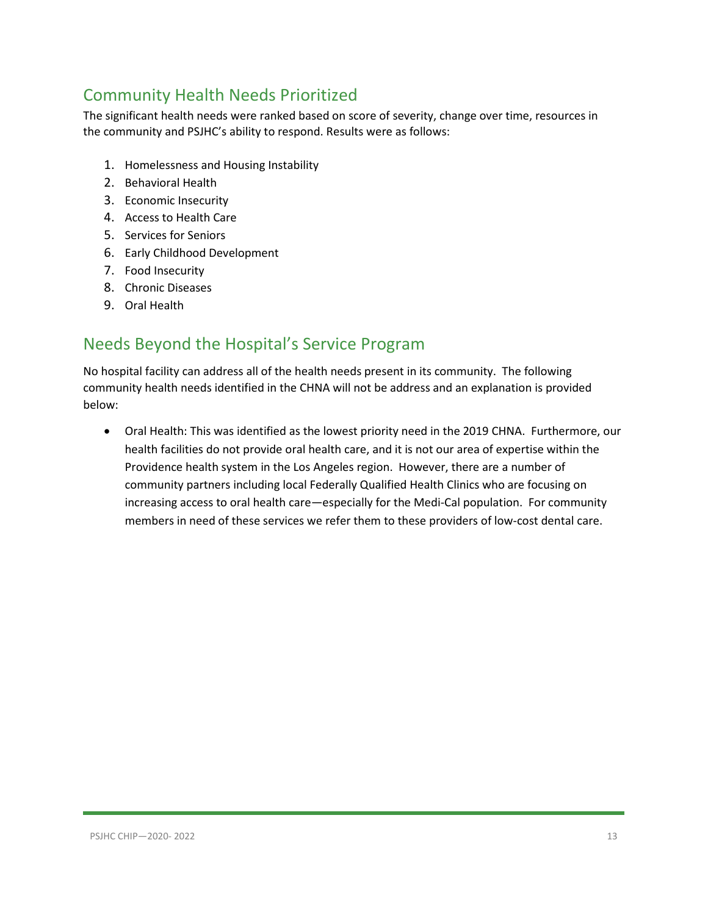## Community Health Needs Prioritized

The significant health needs were ranked based on score of severity, change over time, resources in the community and PSJHC's ability to respond. Results were as follows:

1. Homelessness and Housing Instability
2. Behavioral Health
3. Economic Insecurity
4. Access to Health Care
5. Services for Seniors
6. Early Childhood Development
7. Food Insecurity
8. Chronic Diseases
9. Oral Health

## Needs Beyond the Hospital's Service Program

No hospital facility can address all of the health needs present in its community. The following community health needs identified in the CHNA will not be address and an explanation is provided below:

- Oral Health: This was identified as the lowest priority need in the 2019 CHNA. Furthermore, our health facilities do not provide oral health care, and it is not our area of expertise within the Providence health system in the Los Angeles region. However, there are a number of community partners including local Federally Qualified Health Clinics who are focusing on increasing access to oral health care—especially for the Medi-Cal population. For community members in need of these services we refer them to these providers of low-cost dental care.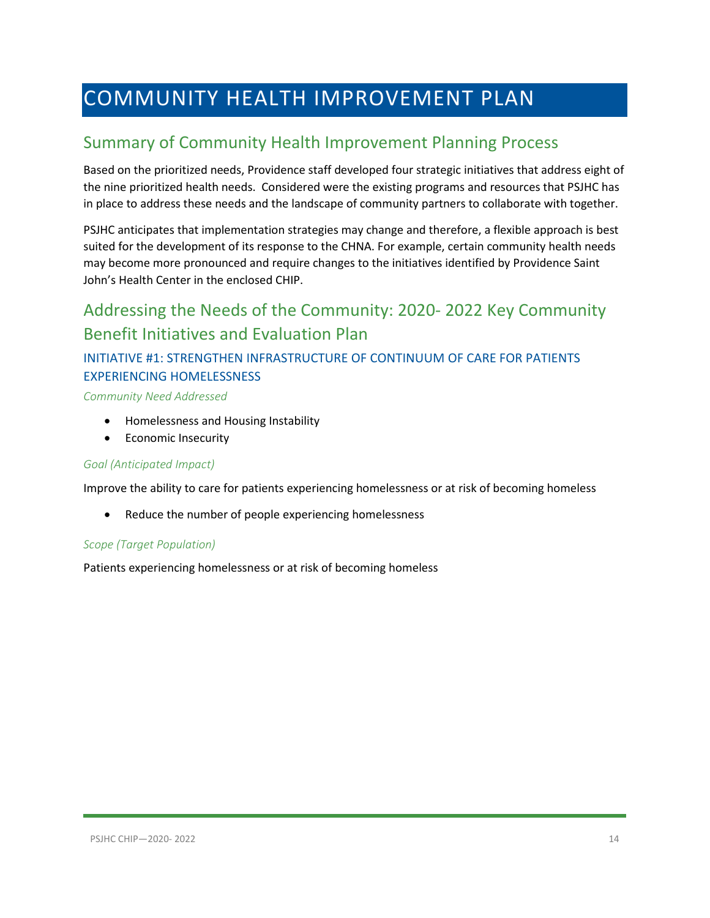# COMMUNITY HEALTH IMPROVEMENT PLAN

## Summary of Community Health Improvement Planning Process

Based on the prioritized needs, Providence staff developed four strategic initiatives that address eight of the nine prioritized health needs. Considered were the existing programs and resources that PSJHC has in place to address these needs and the landscape of community partners to collaborate with together.

PSJHC anticipates that implementation strategies may change and therefore, a flexible approach is best suited for the development of its response to the CHNA. For example, certain community health needs may become more pronounced and require changes to the initiatives identified by Providence Saint John's Health Center in the enclosed CHIP.

## Addressing the Needs of the Community: 2020- 2022 Key Community Benefit Initiatives and Evaluation Plan

### INITIATIVE #1: STRENGTHEN INFRASTRUCTURE OF CONTINUUM OF CARE FOR PATIENTS EXPERIENCING HOMELESSNESS

*Community Need Addressed*

- Homelessness and Housing Instability
- Economic Insecurity

*Goal (Anticipated Impact)*

Improve the ability to care for patients experiencing homelessness or at risk of becoming homeless

- Reduce the number of people experiencing homelessness

*Scope (Target Population)*

Patients experiencing homelessness or at risk of becoming homeless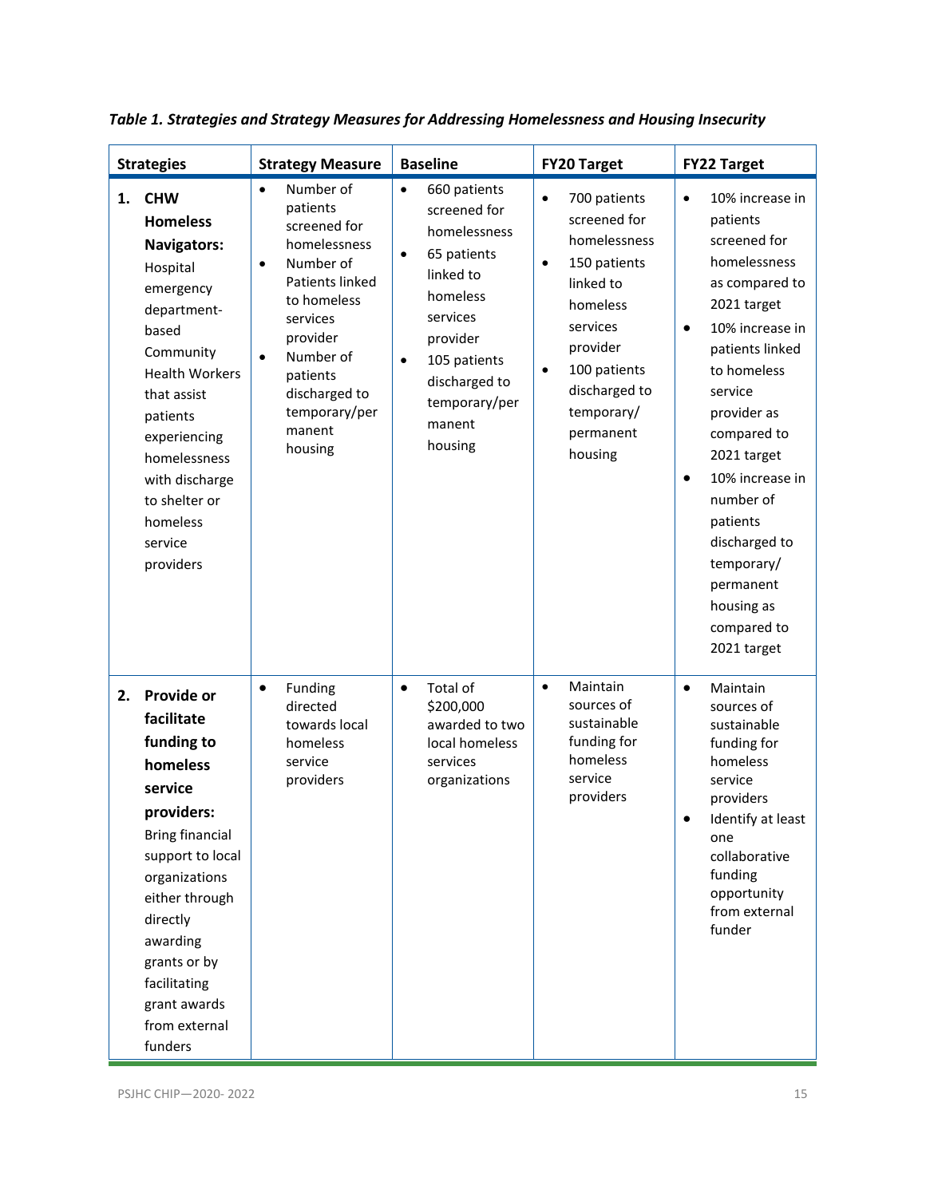*Table 1. Strategies and Strategy Measures for Addressing Homelessness and Housing Insecurity*

| Strategies | Strategy Measure | Baseline | FY20 Target | FY22 Target |
|---|---|---|---|---|
| 1. **CHW Homeless Navigators:** Hospital emergency department-based Community Health Workers that assist patients experiencing homelessness with discharge to shelter or homeless service providers | • Number of patients screened for homelessness<br>• Number of Patients linked to homeless services provider<br>• Number of patients discharged to temporary/permanent housing | • 660 patients screened for homelessness<br>• 65 patients linked to homeless services provider<br>• 105 patients discharged to temporary/permanent housing | • 700 patients screened for homelessness<br>• 150 patients linked to homeless services provider<br>• 100 patients discharged to temporary/ permanent housing | • 10% increase in patients screened for homelessness as compared to 2021 target<br>• 10% increase in patients linked to homeless service provider as compared to 2021 target<br>• 10% increase in number of patients discharged to temporary/ permanent housing as compared to 2021 target |
| 2. **Provide or facilitate funding to homeless service providers:** Bring financial support to local organizations either through directly awarding grants or by facilitating grant awards from external funders | • Funding directed towards local homeless service providers | • Total of $200,000 awarded to two local homeless services organizations | • Maintain sources of sustainable funding for homeless service providers | • Maintain sources of sustainable funding for homeless service providers<br>• Identify at least one collaborative funding opportunity from external funder |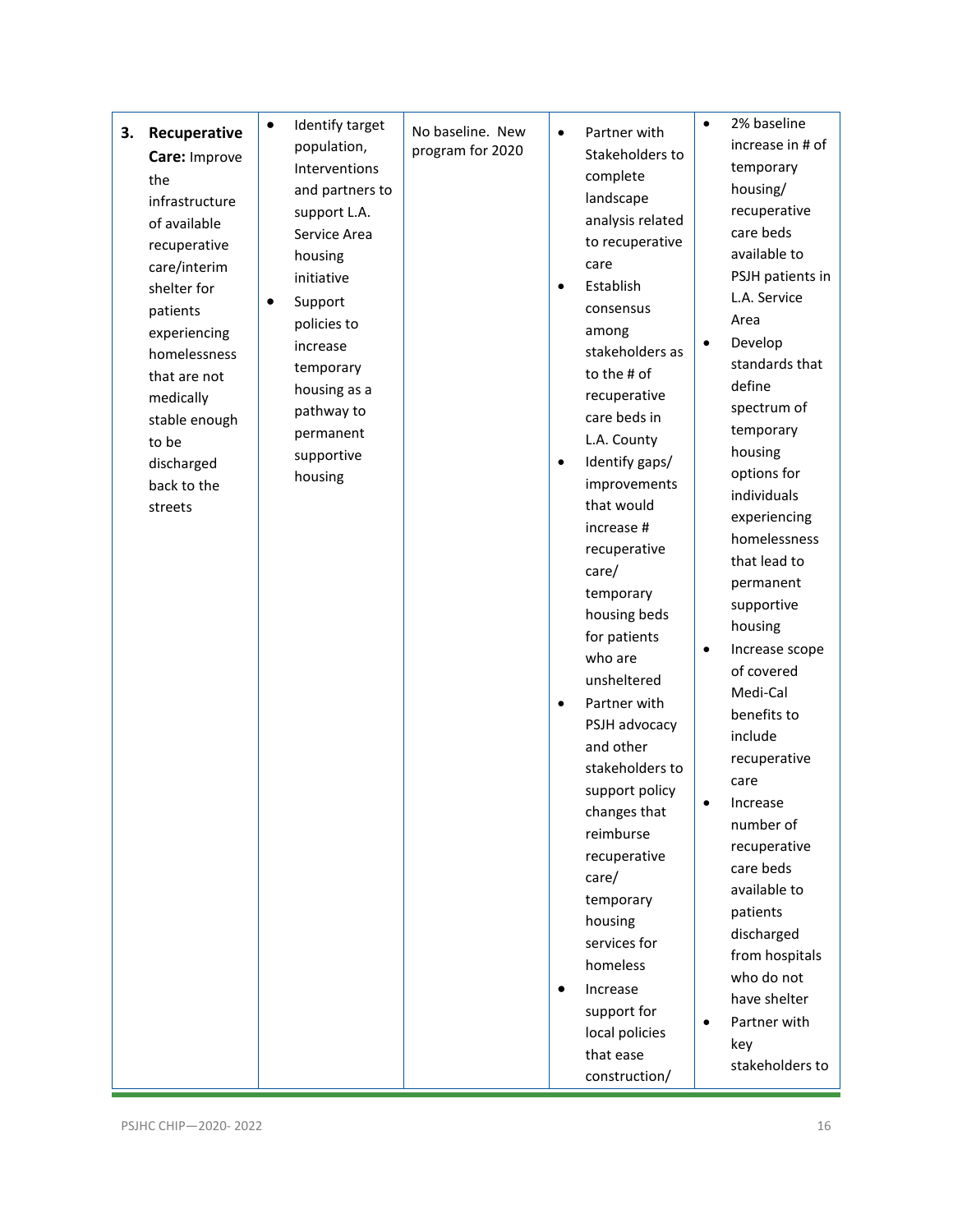| | | | | |
|---|---|---|---|---|
| **3. Recuperative Care:** Improve the infrastructure of available recuperative care/interim shelter for patients experiencing homelessness that are not medically stable enough to be discharged back to the streets | • Identify target population, Interventions and partners to support L.A. Service Area housing initiative<br>• Support policies to increase temporary housing as a pathway to permanent supportive housing | No baseline. New program for 2020 | • Partner with Stakeholders to complete landscape analysis related to recuperative care<br>• Establish consensus among stakeholders as to the # of recuperative care beds in L.A. County<br>• Identify gaps/ improvements that would increase # recuperative care/ temporary housing beds for patients who are unsheltered<br>• Partner with PSJH advocacy and other stakeholders to support policy changes that reimburse recuperative care/ temporary housing services for homeless<br>• Increase support for local policies that ease construction/ | • 2% baseline increase in # of temporary housing/ recuperative care beds available to PSJH patients in L.A. Service Area<br>• Develop standards that define spectrum of temporary housing options for individuals experiencing homelessness that lead to permanent supportive housing<br>• Increase scope of covered Medi-Cal benefits to include recuperative care<br>• Increase number of recuperative care beds available to patients discharged from hospitals who do not have shelter<br>• Partner with key stakeholders to |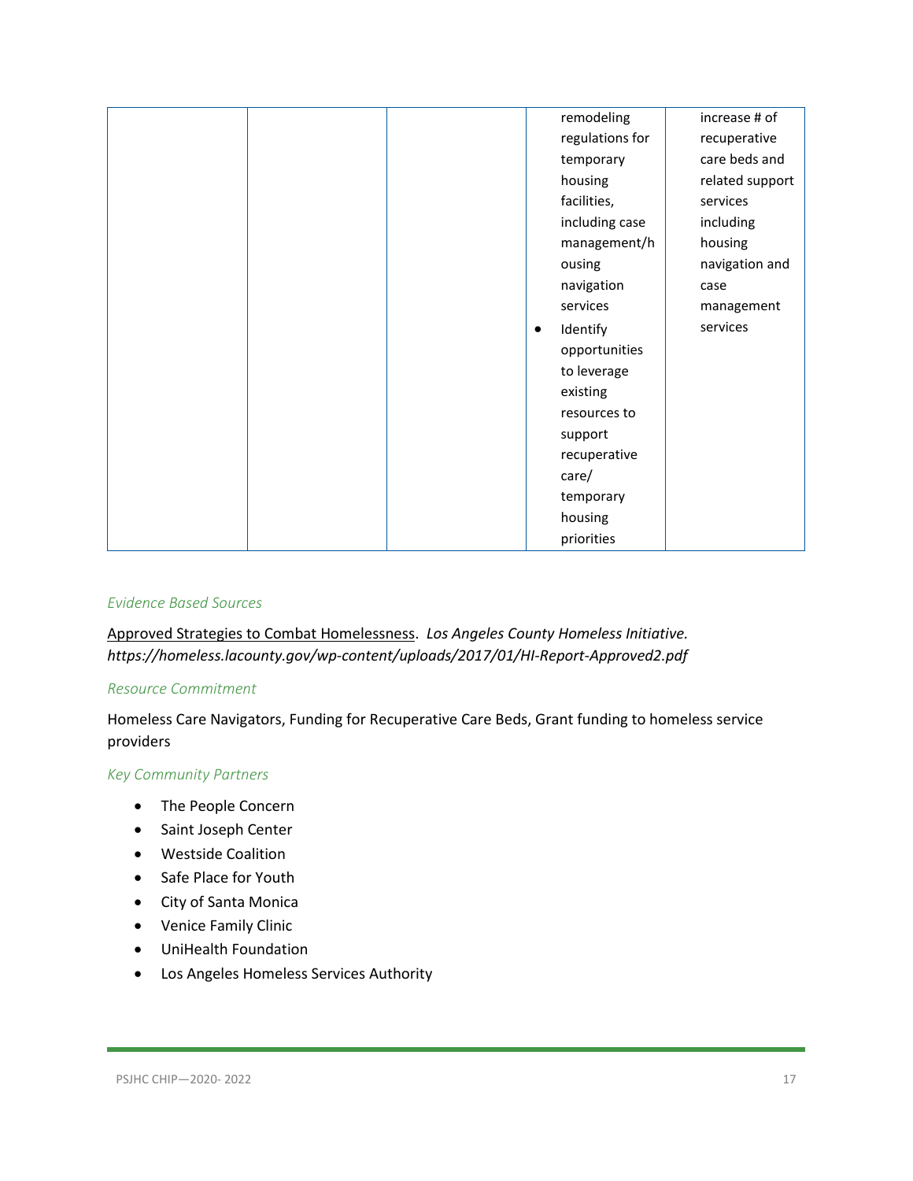| | | | | |
|---|---|---|---|---|
| | | | remodeling regulations for temporary housing facilities, including case management/housing navigation services<br>• Identify opportunities to leverage existing resources to support recuperative care/ temporary housing priorities | increase # of recuperative care beds and related support services including housing navigation and case management services |

### *Evidence Based Sources*

Approved Strategies to Combat Homelessness. *Los Angeles County Homeless Initiative. https://homeless.lacounty.gov/wp-content/uploads/2017/01/HI-Report-Approved2.pdf*

### *Resource Commitment*

Homeless Care Navigators, Funding for Recuperative Care Beds, Grant funding to homeless service providers

### *Key Community Partners*

- The People Concern
- Saint Joseph Center
- Westside Coalition
- Safe Place for Youth
- City of Santa Monica
- Venice Family Clinic
- UniHealth Foundation
- Los Angeles Homeless Services Authority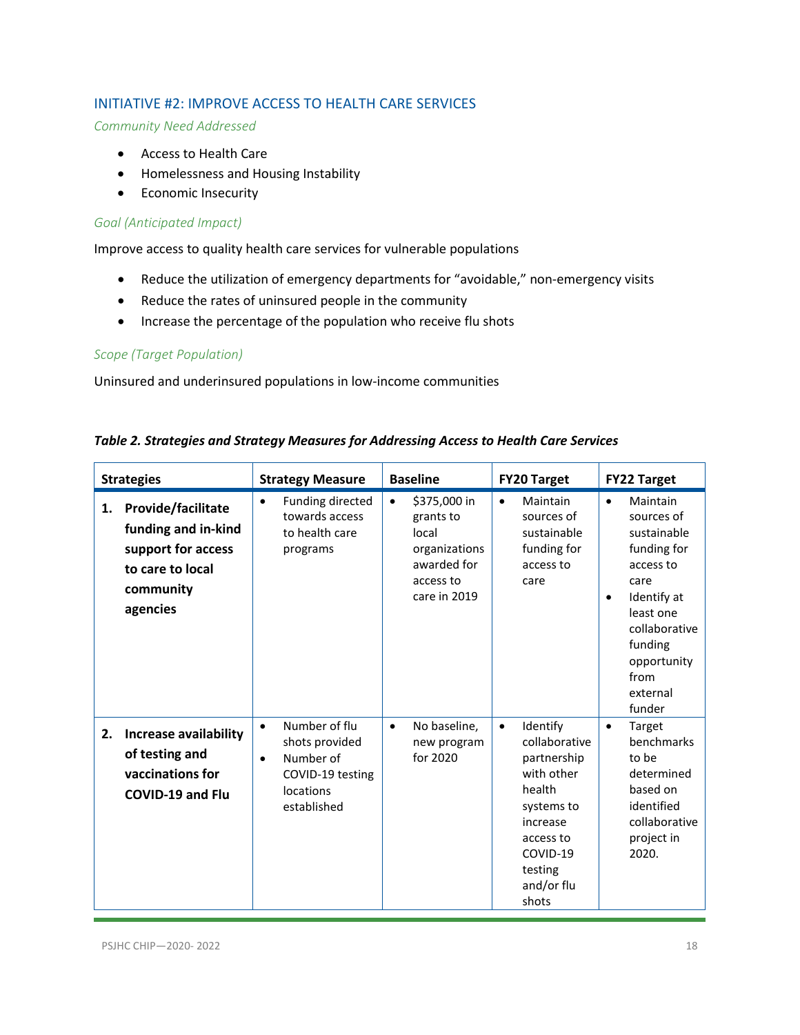## INITIATIVE #2: IMPROVE ACCESS TO HEALTH CARE SERVICES

*Community Need Addressed*

- Access to Health Care
- Homelessness and Housing Instability
- Economic Insecurity

*Goal (Anticipated Impact)*

Improve access to quality health care services for vulnerable populations

- Reduce the utilization of emergency departments for "avoidable," non-emergency visits
- Reduce the rates of uninsured people in the community
- Increase the percentage of the population who receive flu shots

*Scope (Target Population)*

Uninsured and underinsured populations in low-income communities

***Table 2. Strategies and Strategy Measures for Addressing Access to Health Care Services***

| Strategies | Strategy Measure | Baseline | FY20 Target | FY22 Target |
|---|---|---|---|---|
| **1. Provide/facilitate funding and in-kind support for access to care to local community agencies** | • Funding directed towards access to health care programs | • $375,000 in grants to local organizations awarded for access to care in 2019 | • Maintain sources of sustainable funding for access to care | • Maintain sources of sustainable funding for access to care<br>• Identify at least one collaborative funding opportunity from external funder |
| **2. Increase availability of testing and vaccinations for COVID-19 and Flu** | • Number of flu shots provided<br>• Number of COVID-19 testing locations established | • No baseline, new program for 2020 | • Identify collaborative partnership with other health systems to increase access to COVID-19 testing and/or flu shots | • Target benchmarks to be determined based on identified collaborative project in 2020. |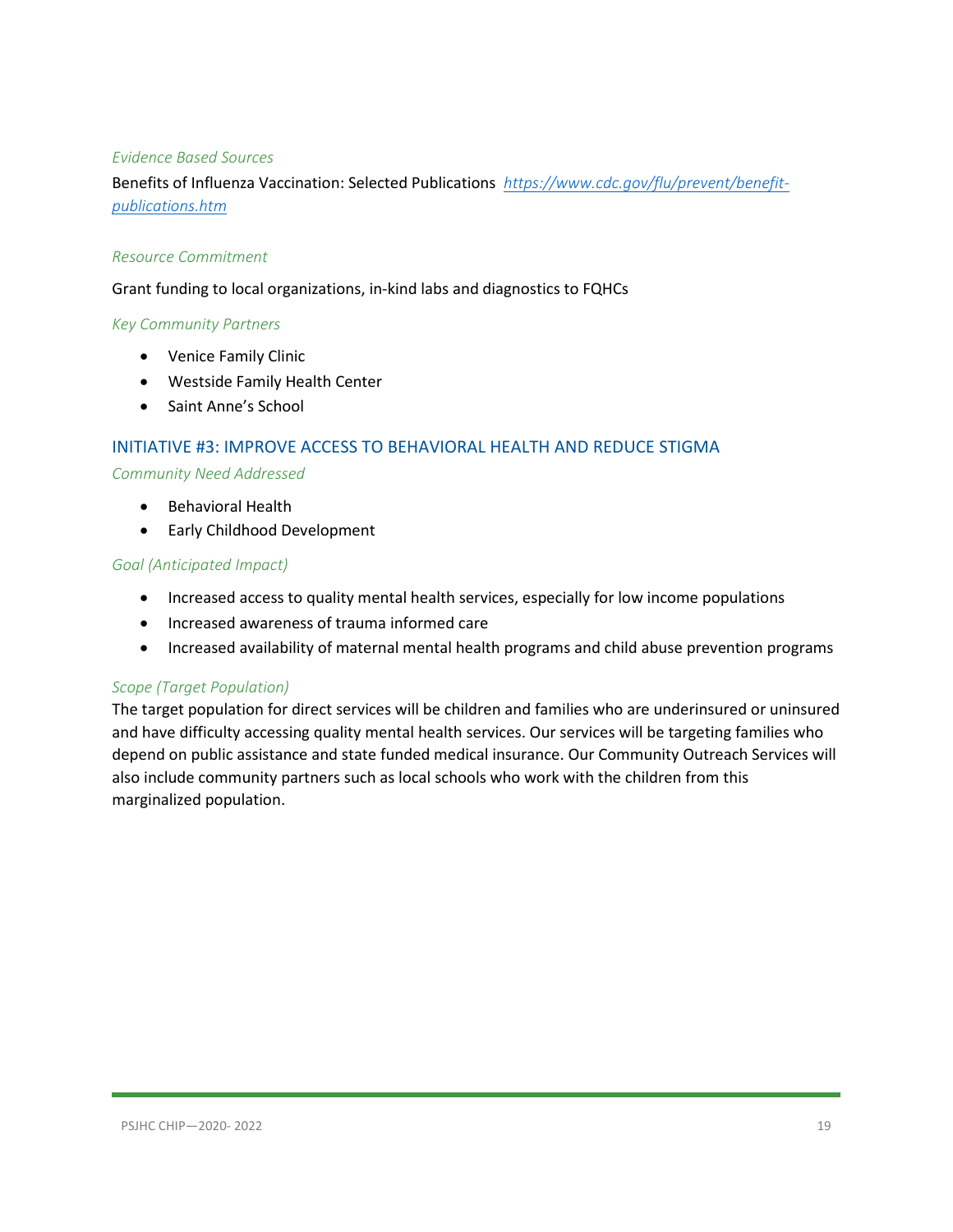*Evidence Based Sources*

Benefits of Influenza Vaccination: Selected Publications [https://www.cdc.gov/flu/prevent/benefit-publications.htm](https://www.cdc.gov/flu/prevent/benefit-publications.htm)

*Resource Commitment*

Grant funding to local organizations, in-kind labs and diagnostics to FQHCs

*Key Community Partners*

- Venice Family Clinic
- Westside Family Health Center
- Saint Anne's School

## INITIATIVE #3: IMPROVE ACCESS TO BEHAVIORAL HEALTH AND REDUCE STIGMA

*Community Need Addressed*

- Behavioral Health
- Early Childhood Development

*Goal (Anticipated Impact)*

- Increased access to quality mental health services, especially for low income populations
- Increased awareness of trauma informed care
- Increased availability of maternal mental health programs and child abuse prevention programs

*Scope (Target Population)*

The target population for direct services will be children and families who are underinsured or uninsured and have difficulty accessing quality mental health services. Our services will be targeting families who depend on public assistance and state funded medical insurance. Our Community Outreach Services will also include community partners such as local schools who work with the children from this marginalized population.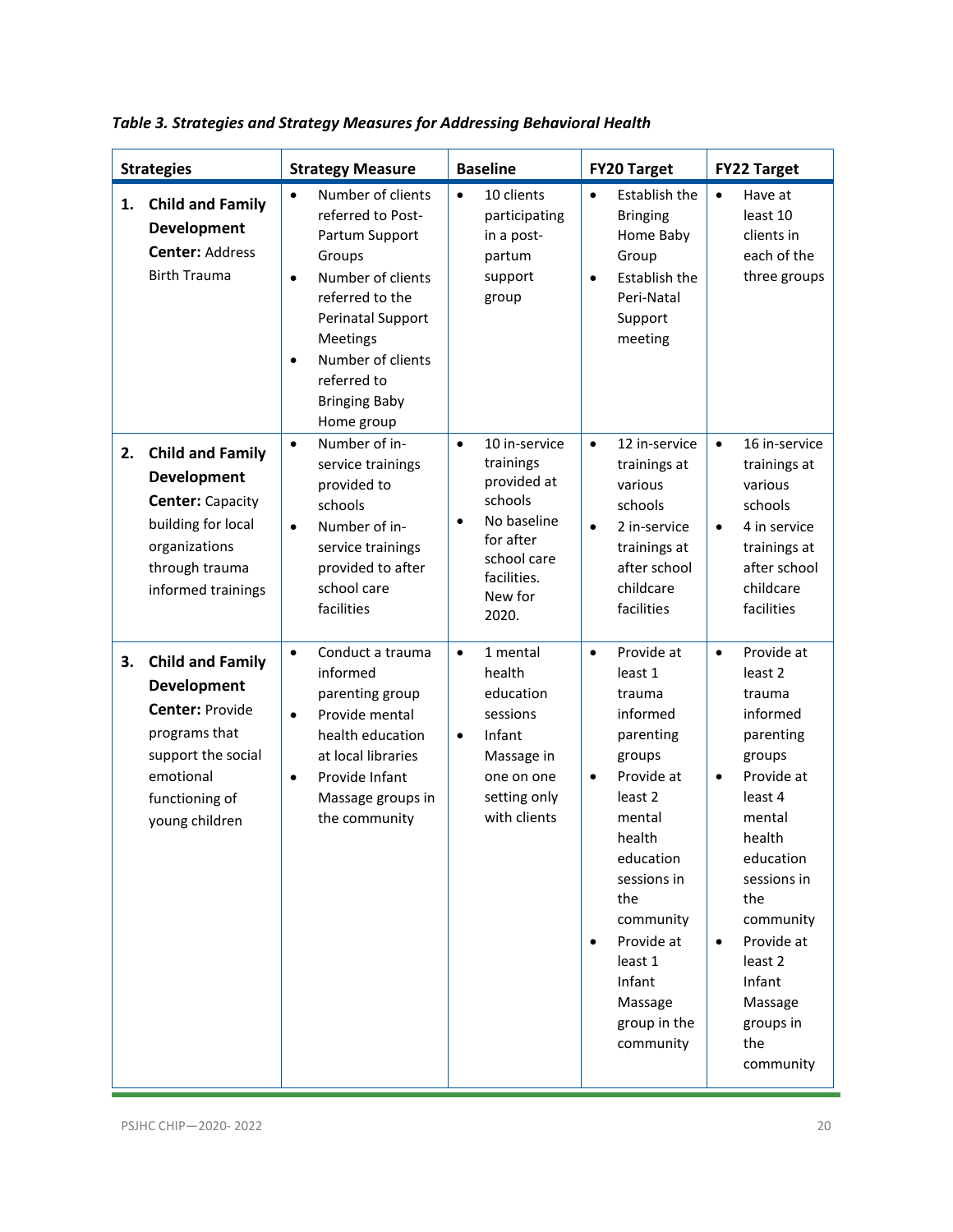*Table 3. Strategies and Strategy Measures for Addressing Behavioral Health*

| Strategies | Strategy Measure | Baseline | FY20 Target | FY22 Target |
|---|---|---|---|---|
| 1. **Child and Family Development Center:** Address Birth Trauma | • Number of clients referred to Post-Partum Support Groups<br>• Number of clients referred to the Perinatal Support Meetings<br>• Number of clients referred to Bringing Baby Home group | • 10 clients participating in a post-partum support group | • Establish the Bringing Home Baby Group<br>• Establish the Peri-Natal Support meeting | • Have at least 10 clients in each of the three groups |
| 2. **Child and Family Development Center:** Capacity building for local organizations through trauma informed trainings | • Number of in-service trainings provided to schools<br>• Number of in-service trainings provided to after school care facilities | • 10 in-service trainings provided at schools<br>• No baseline for after school care facilities. New for 2020. | • 12 in-service trainings at various schools<br>• 2 in-service trainings at after school childcare facilities | • 16 in-service trainings at various schools<br>• 4 in service trainings at after school childcare facilities |
| 3. **Child and Family Development Center:** Provide programs that support the social emotional functioning of young children | • Conduct a trauma informed parenting group<br>• Provide mental health education at local libraries<br>• Provide Infant Massage groups in the community | • 1 mental health education sessions<br>• Infant Massage in one on one setting only with clients | • Provide at least 1 trauma informed parenting groups<br>• Provide at least 2 mental health education sessions in the community<br>• Provide at least 1 Infant Massage group in the community | • Provide at least 2 trauma informed parenting groups<br>• Provide at least 4 mental health education sessions in the community<br>• Provide at least 2 Infant Massage groups in the community |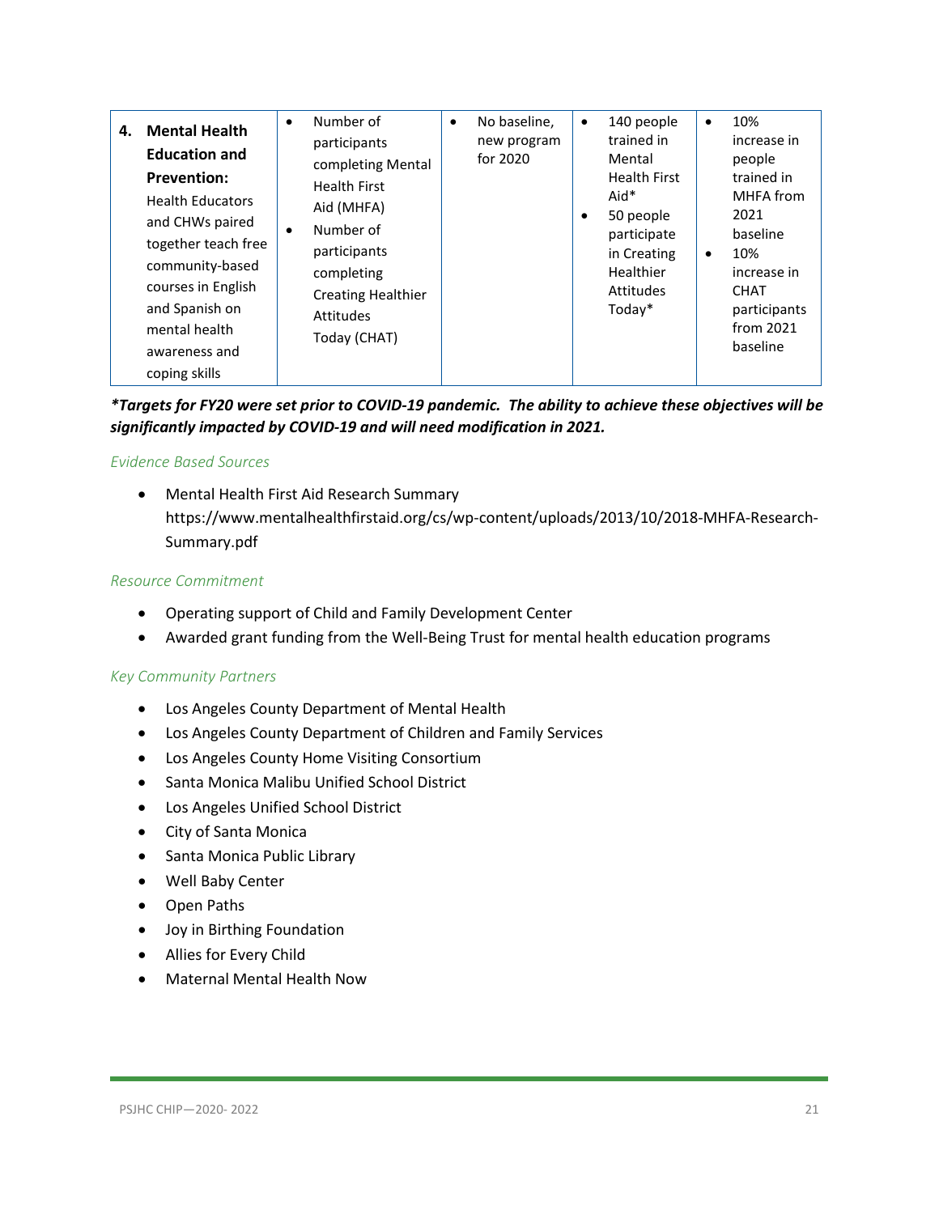| **4. Mental Health Education and Prevention:** Health Educators and CHWs paired together teach free community-based courses in English and Spanish on mental health awareness and coping skills | • Number of participants completing Mental Health First Aid (MHFA)<br>• Number of participants completing Creating Healthier Attitudes Today (CHAT) | • No baseline, new program for 2020 | • 140 people trained in Mental Health First Aid*<br>• 50 people participate in Creating Healthier Attitudes Today* | • 10% increase in people trained in MHFA from 2021 baseline<br>• 10% increase in CHAT participants from 2021 baseline |
|---|---|---|---|---|

***Targets for FY20 were set prior to COVID-19 pandemic. The ability to achieve these objectives will be significantly impacted by COVID-19 and will need modification in 2021.***

*Evidence Based Sources*

- Mental Health First Aid Research Summary https://www.mentalhealthfirstaid.org/cs/wp-content/uploads/2013/10/2018-MHFA-Research-Summary.pdf

*Resource Commitment*

- Operating support of Child and Family Development Center
- Awarded grant funding from the Well-Being Trust for mental health education programs

*Key Community Partners*

- Los Angeles County Department of Mental Health
- Los Angeles County Department of Children and Family Services
- Los Angeles County Home Visiting Consortium
- Santa Monica Malibu Unified School District
- Los Angeles Unified School District
- City of Santa Monica
- Santa Monica Public Library
- Well Baby Center
- Open Paths
- Joy in Birthing Foundation
- Allies for Every Child
- Maternal Mental Health Now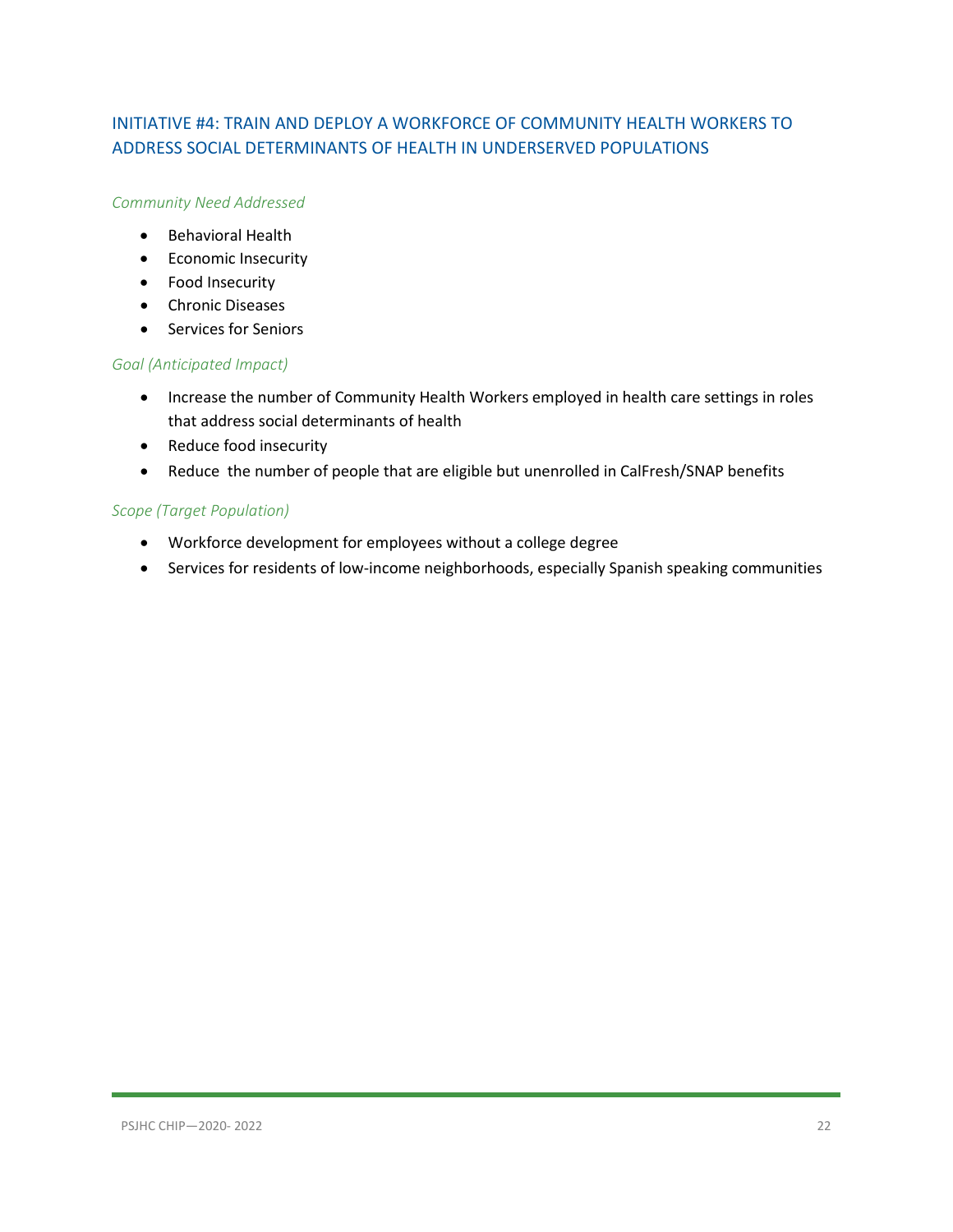## INITIATIVE #4: TRAIN AND DEPLOY A WORKFORCE OF COMMUNITY HEALTH WORKERS TO ADDRESS SOCIAL DETERMINANTS OF HEALTH IN UNDERSERVED POPULATIONS

*Community Need Addressed*

- Behavioral Health
- Economic Insecurity
- Food Insecurity
- Chronic Diseases
- Services for Seniors

*Goal (Anticipated Impact)*

- Increase the number of Community Health Workers employed in health care settings in roles that address social determinants of health
- Reduce food insecurity
- Reduce the number of people that are eligible but unenrolled in CalFresh/SNAP benefits

*Scope (Target Population)*

- Workforce development for employees without a college degree
- Services for residents of low-income neighborhoods, especially Spanish speaking communities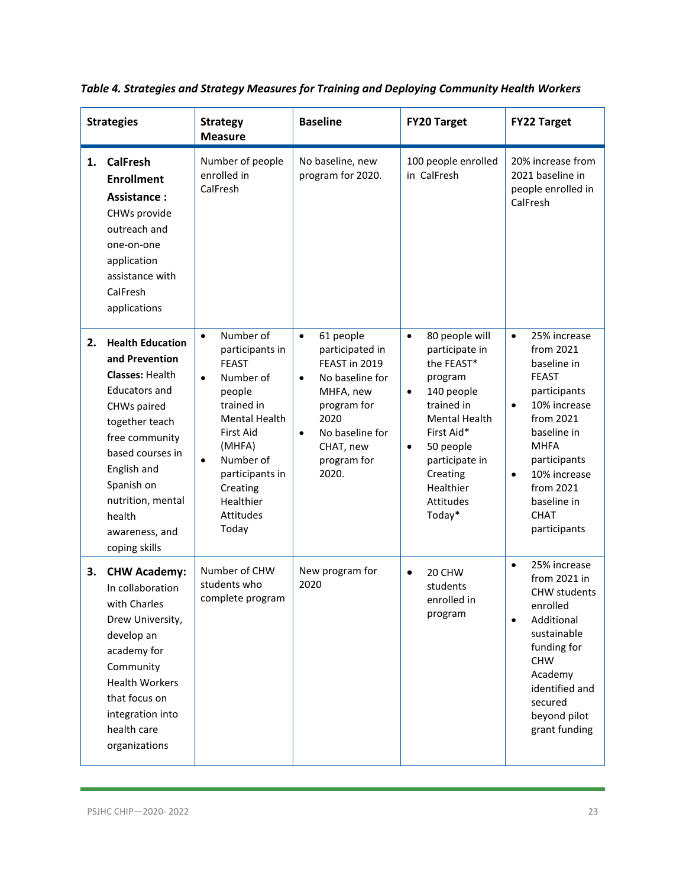*Table 4. Strategies and Strategy Measures for Training and Deploying Community Health Workers*

| Strategies | Strategy Measure | Baseline | FY20 Target | FY22 Target |
|---|---|---|---|---|
| 1. **CalFresh Enrollment Assistance :** CHWs provide outreach and one-on-one application assistance with CalFresh applications | Number of people enrolled in CalFresh | No baseline, new program for 2020. | 100 people enrolled in CalFresh | 20% increase from 2021 baseline in people enrolled in CalFresh |
| 2. **Health Education and Prevention Classes:** Health Educators and CHWs paired together teach free community based courses in English and Spanish on nutrition, mental health awareness, and coping skills | • Number of participants in FEAST<br>• Number of people trained in Mental Health First Aid (MHFA)<br>• Number of participants in Creating Healthier Attitudes Today | • 61 people participated in FEAST in 2019<br>• No baseline for MHFA, new program for 2020<br>• No baseline for CHAT, new program for 2020. | • 80 people will participate in the FEAST* program<br>• 140 people trained in Mental Health First Aid*<br>• 50 people participate in Creating Healthier Attitudes Today* | • 25% increase from 2021 baseline in FEAST participants<br>• 10% increase from 2021 baseline in MHFA participants<br>• 10% increase from 2021 baseline in CHAT participants |
| 3. **CHW Academy:** In collaboration with Charles Drew University, develop an academy for Community Health Workers that focus on integration into health care organizations | Number of CHW students who complete program | New program for 2020 | • 20 CHW students enrolled in program | • 25% increase from 2021 in CHW students enrolled<br>• Additional sustainable funding for CHW Academy identified and secured beyond pilot grant funding |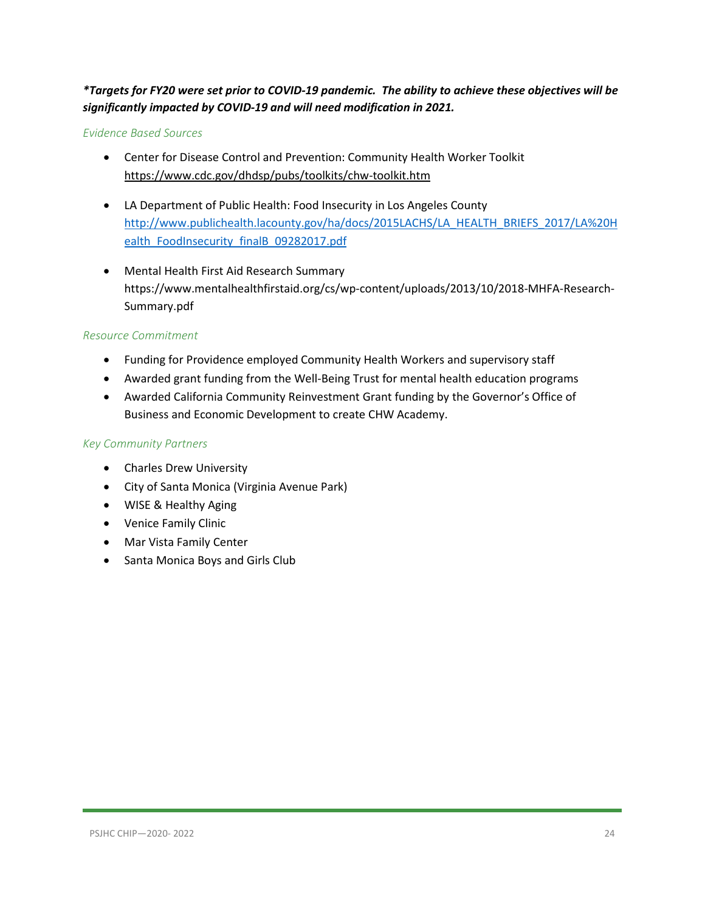***Targets for FY20 were set prior to COVID-19 pandemic. The ability to achieve these objectives will be significantly impacted by COVID-19 and will need modification in 2021.***

*Evidence Based Sources*

- Center for Disease Control and Prevention: Community Health Worker Toolkit https://www.cdc.gov/dhdsp/pubs/toolkits/chw-toolkit.htm
- LA Department of Public Health: Food Insecurity in Los Angeles County http://www.publichealth.lacounty.gov/ha/docs/2015LACHS/LA_HEALTH_BRIEFS_2017/LA%20Health_FoodInsecurity_finalB_09282017.pdf
- Mental Health First Aid Research Summary https://www.mentalhealthfirstaid.org/cs/wp-content/uploads/2013/10/2018-MHFA-Research-Summary.pdf

*Resource Commitment*

- Funding for Providence employed Community Health Workers and supervisory staff
- Awarded grant funding from the Well-Being Trust for mental health education programs
- Awarded California Community Reinvestment Grant funding by the Governor's Office of Business and Economic Development to create CHW Academy.

*Key Community Partners*

- Charles Drew University
- City of Santa Monica (Virginia Avenue Park)
- WISE & Healthy Aging
- Venice Family Clinic
- Mar Vista Family Center
- Santa Monica Boys and Girls Club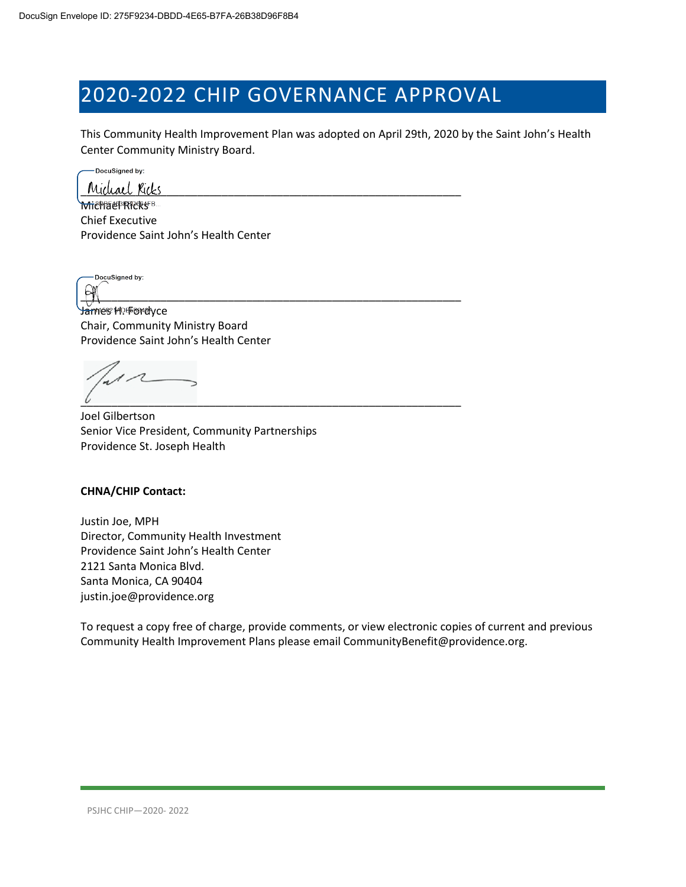# 2020-2022 CHIP GOVERNANCE APPROVAL

This Community Health Improvement Plan was adopted on April 29th, 2020 by the Saint John's Health Center Community Ministry Board.

DocuSigned by:

Michael Ricks
Chief Executive
Providence Saint John's Health Center

DocuSigned by:

James H. Fordyce
Chair, Community Ministry Board
Providence Saint John's Health Center

Joel Gilbertson
Senior Vice President, Community Partnerships
Providence St. Joseph Health

**CHNA/CHIP Contact:**

Justin Joe, MPH
Director, Community Health Investment
Providence Saint John's Health Center
2121 Santa Monica Blvd.
Santa Monica, CA 90404
justin.joe@providence.org

To request a copy free of charge, provide comments, or view electronic copies of current and previous Community Health Improvement Plans please email CommunityBenefit@providence.org.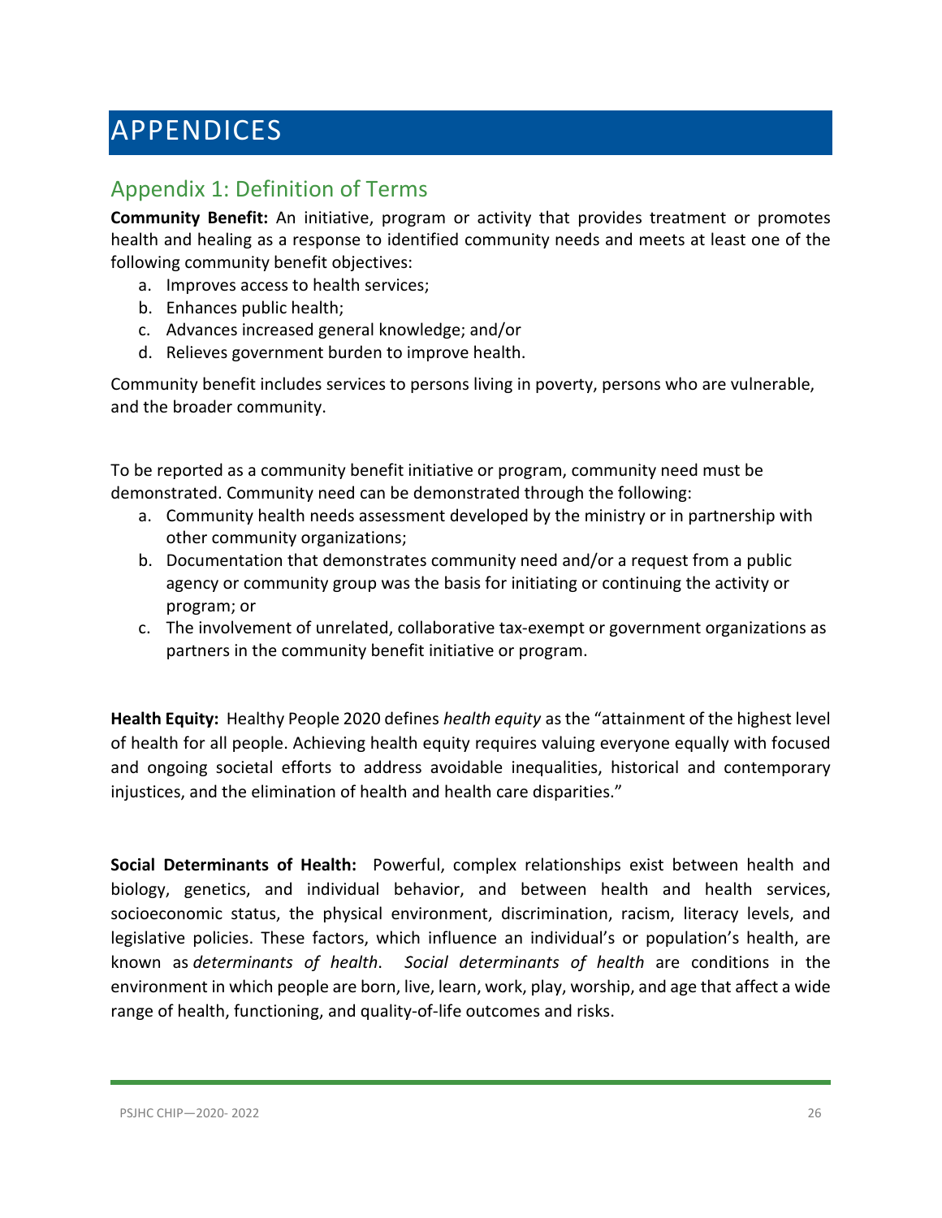# APPENDICES

## Appendix 1: Definition of Terms

**Community Benefit:** An initiative, program or activity that provides treatment or promotes health and healing as a response to identified community needs and meets at least one of the following community benefit objectives:

a. Improves access to health services;
b. Enhances public health;
c. Advances increased general knowledge; and/or
d. Relieves government burden to improve health.

Community benefit includes services to persons living in poverty, persons who are vulnerable, and the broader community.

To be reported as a community benefit initiative or program, community need must be demonstrated. Community need can be demonstrated through the following:

a. Community health needs assessment developed by the ministry or in partnership with other community organizations;
b. Documentation that demonstrates community need and/or a request from a public agency or community group was the basis for initiating or continuing the activity or program; or
c. The involvement of unrelated, collaborative tax-exempt or government organizations as partners in the community benefit initiative or program.

**Health Equity:** Healthy People 2020 defines *health equity* as the "attainment of the highest level of health for all people. Achieving health equity requires valuing everyone equally with focused and ongoing societal efforts to address avoidable inequalities, historical and contemporary injustices, and the elimination of health and health care disparities."

**Social Determinants of Health:** Powerful, complex relationships exist between health and biology, genetics, and individual behavior, and between health and health services, socioeconomic status, the physical environment, discrimination, racism, literacy levels, and legislative policies. These factors, which influence an individual's or population's health, are known as *determinants of health*. *Social determinants of health* are conditions in the environment in which people are born, live, learn, work, play, worship, and age that affect a wide range of health, functioning, and quality-of-life outcomes and risks.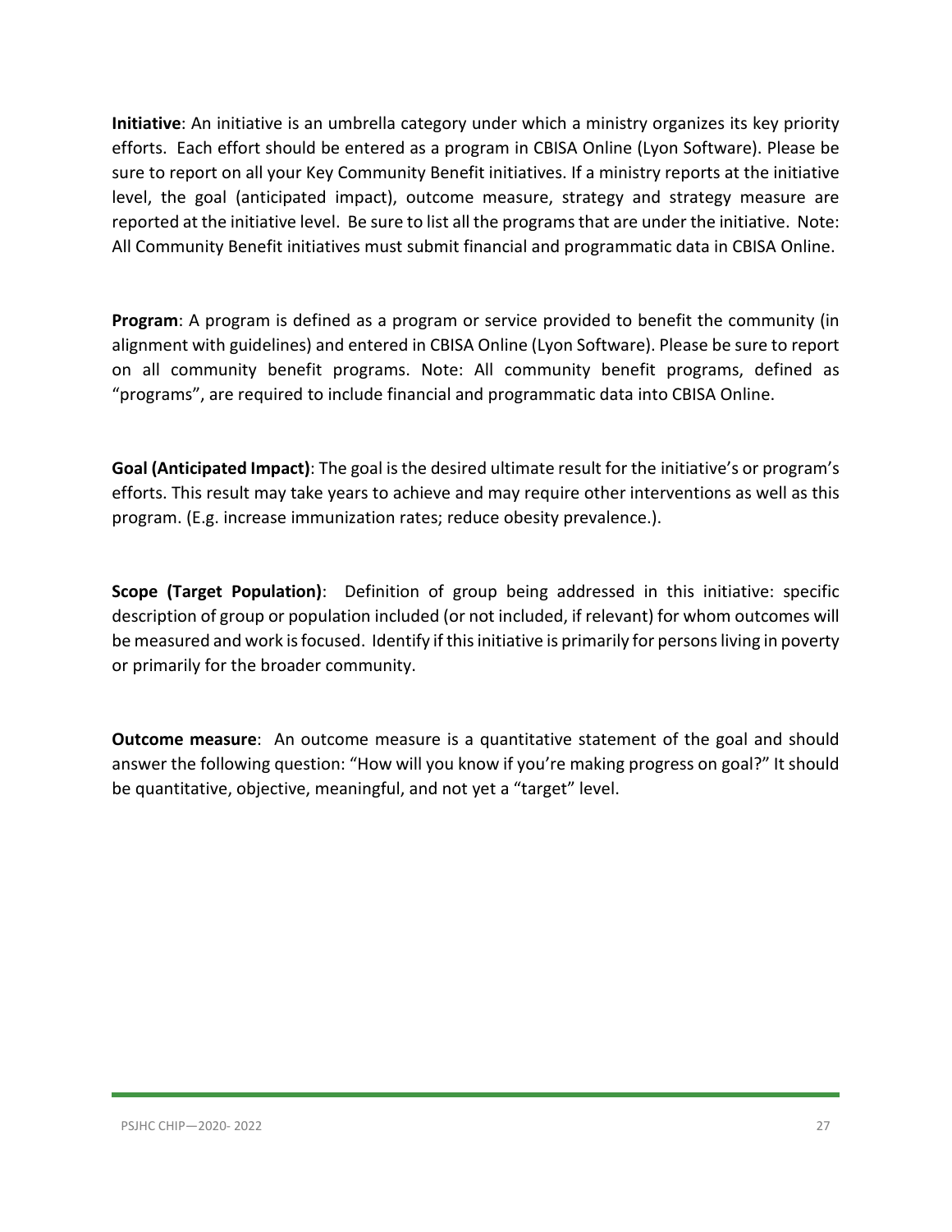**Initiative**: An initiative is an umbrella category under which a ministry organizes its key priority efforts. Each effort should be entered as a program in CBISA Online (Lyon Software). Please be sure to report on all your Key Community Benefit initiatives. If a ministry reports at the initiative level, the goal (anticipated impact), outcome measure, strategy and strategy measure are reported at the initiative level. Be sure to list all the programs that are under the initiative. Note: All Community Benefit initiatives must submit financial and programmatic data in CBISA Online.

**Program**: A program is defined as a program or service provided to benefit the community (in alignment with guidelines) and entered in CBISA Online (Lyon Software). Please be sure to report on all community benefit programs. Note: All community benefit programs, defined as "programs", are required to include financial and programmatic data into CBISA Online.

**Goal (Anticipated Impact)**: The goal is the desired ultimate result for the initiative's or program's efforts. This result may take years to achieve and may require other interventions as well as this program. (E.g. increase immunization rates; reduce obesity prevalence.).

**Scope (Target Population)**: Definition of group being addressed in this initiative: specific description of group or population included (or not included, if relevant) for whom outcomes will be measured and work is focused. Identify if this initiative is primarily for persons living in poverty or primarily for the broader community.

**Outcome measure**: An outcome measure is a quantitative statement of the goal and should answer the following question: "How will you know if you're making progress on goal?" It should be quantitative, objective, meaningful, and not yet a "target" level.